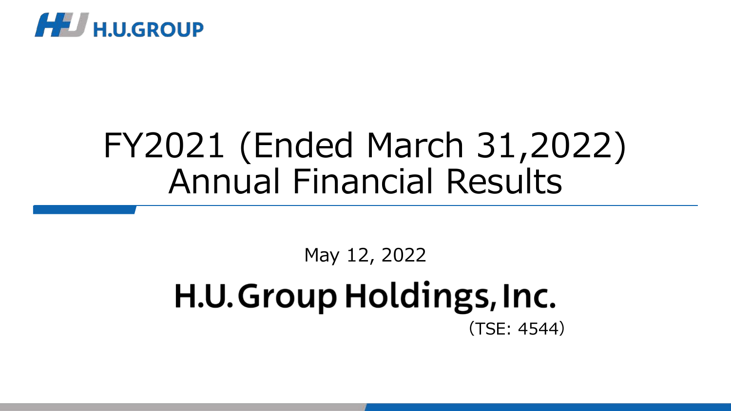H.U.GROUP

# FY2021 (Ended March 31,2022) Annual Financial Results

May 12, 2022

**H.U.Group Holdings, Inc.**

(TSE: 4544)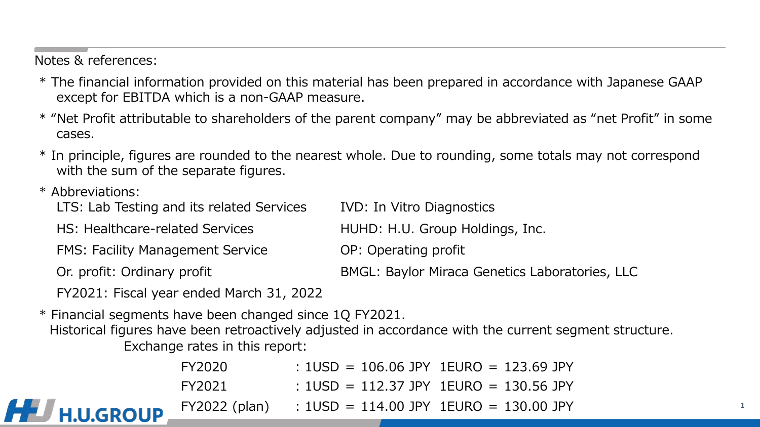Notes & references:

* The financial information provided on this material has been prepared in accordance with Japanese GAAP except for EBITDA which is a non-GAAP measure.
* "Net Profit attributable to shareholders of the parent company" may be abbreviated as "net Profit" in some cases.
* In principle, figures are rounded to the nearest whole. Due to rounding, some totals may not correspond with the sum of the separate figures.
* Abbreviations:
  - LTS: Lab Testing and its related Services
  - HS: Healthcare-related Services
  - FMS: Facility Management Service
  - Or. profit: Ordinary profit
  - FY2021: Fiscal year ended March 31, 2022
  - IVD: In Vitro Diagnostics
  - HUHD: H.U. Group Holdings, Inc.
  - OP: Operating profit
  - BMGL: Baylor Miraca Genetics Laboratories, LLC
* Financial segments have been changed since 1Q FY2021.
  Historical figures have been retroactively adjusted in accordance with the current segment structure.

Exchange rates in this report:

| | | |
|---|---|---|
| FY2020 | : 1USD = 106.06 JPY | 1EURO = 123.69 JPY |
| FY2021 | : 1USD = 112.37 JPY | 1EURO = 130.56 JPY |
| FY2022 (plan) | : 1USD = 114.00 JPY | 1EURO = 130.00 JPY |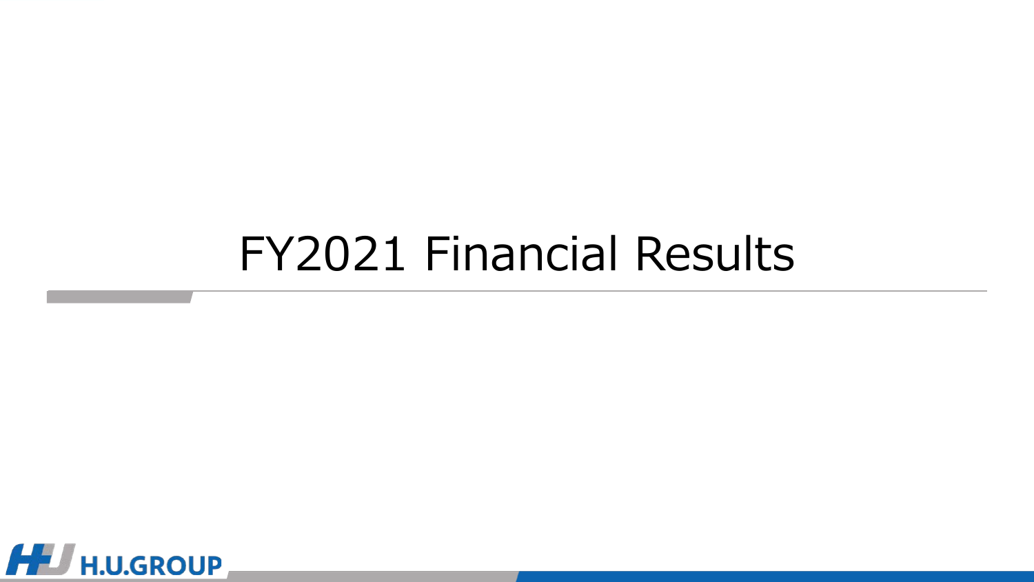# FY2021 Financial Results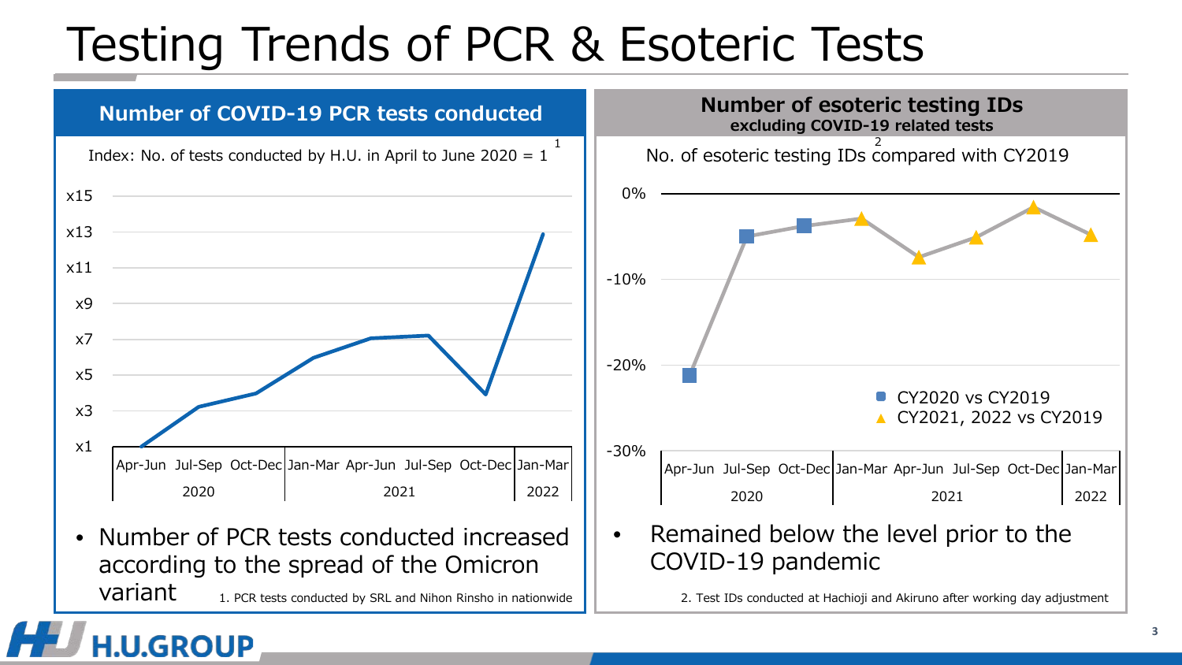# Testing Trends of PCR & Esoteric Tests

## Number of COVID-19 PCR tests conducted

Index: No. of tests conducted by H.U. in April to June 2020 = 1 [1]

x15
x13
x11
x9
x7
x5
x3
x1

| Apr-Jun | Jul-Sep | Oct-Dec | Jan-Mar | Apr-Jun | Jul-Sep | Oct-Dec | Jan-Mar |
|---|---|---|---|---|---|---|---|
| 2020 | | | 2021 | | | | 2022 |

- Number of PCR tests conducted increased according to the spread of the Omicron variant

1. PCR tests conducted by SRL and Nihon Rinsho in nationwide

## Number of esoteric testing IDs excluding COVID-19 related tests

No. of esoteric testing IDs compared with CY2019 [2]

0%
-10%
-20%
-30%

■ CY2020 vs CY2019
▲ CY2021, 2022 vs CY2019

| Apr-Jun | Jul-Sep | Oct-Dec | Jan-Mar | Apr-Jun | Jul-Sep | Oct-Dec | Jan-Mar |
|---|---|---|---|---|---|---|---|
| 2020 | | | 2021 | | | | 2022 |

- Remained below the level prior to the COVID-19 pandemic

2. Test IDs conducted at Hachioji and Akiruno after working day adjustment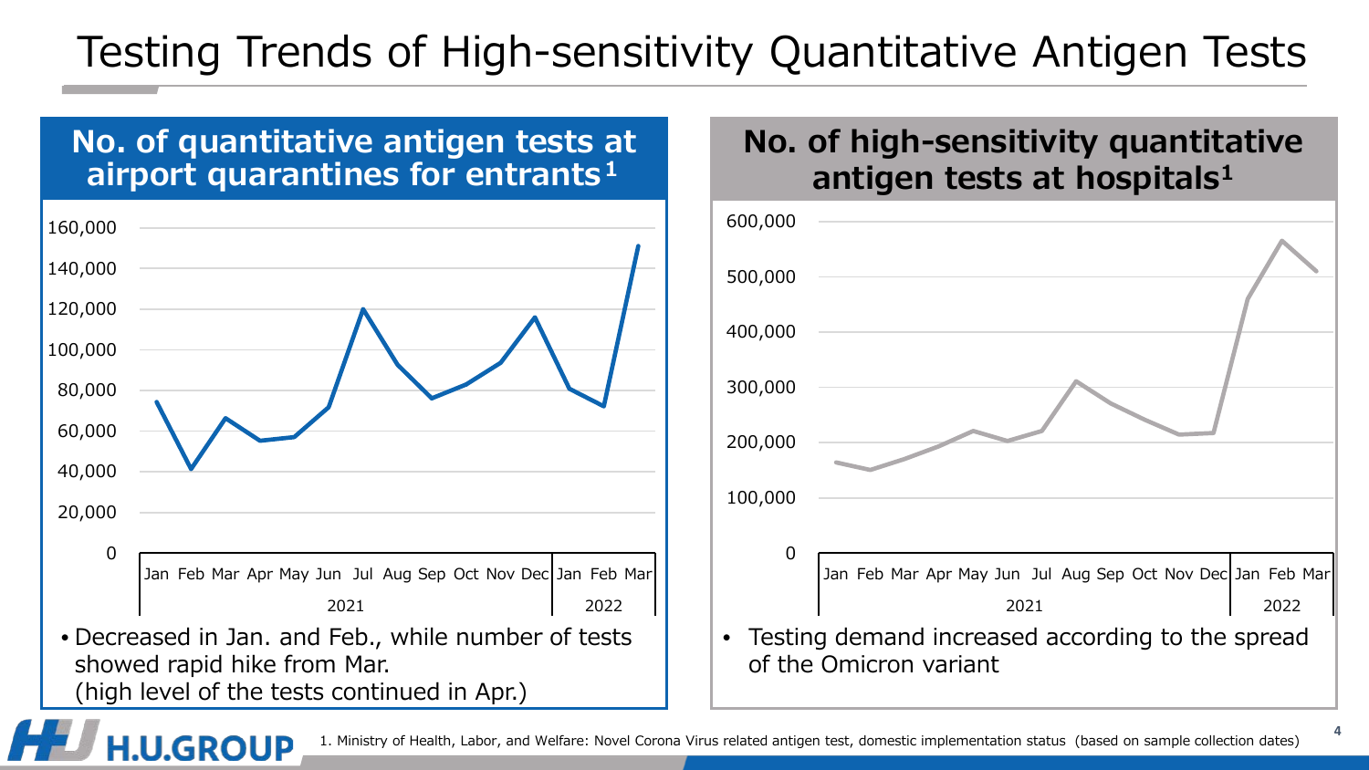# Testing Trends of High-sensitivity Quantitative Antigen Tests

## No. of quantitative antigen tests at airport quarantines for entrants[1]

- Decreased in Jan. and Feb., while number of tests showed rapid hike from Mar. (high level of the tests continued in Apr.)

## No. of high-sensitivity quantitative antigen tests at hospitals[1]

- Testing demand increased according to the spread of the Omicron variant

1. Ministry of Health, Labor, and Welfare: Novel Corona Virus related antigen test, domestic implementation status (based on sample collection dates)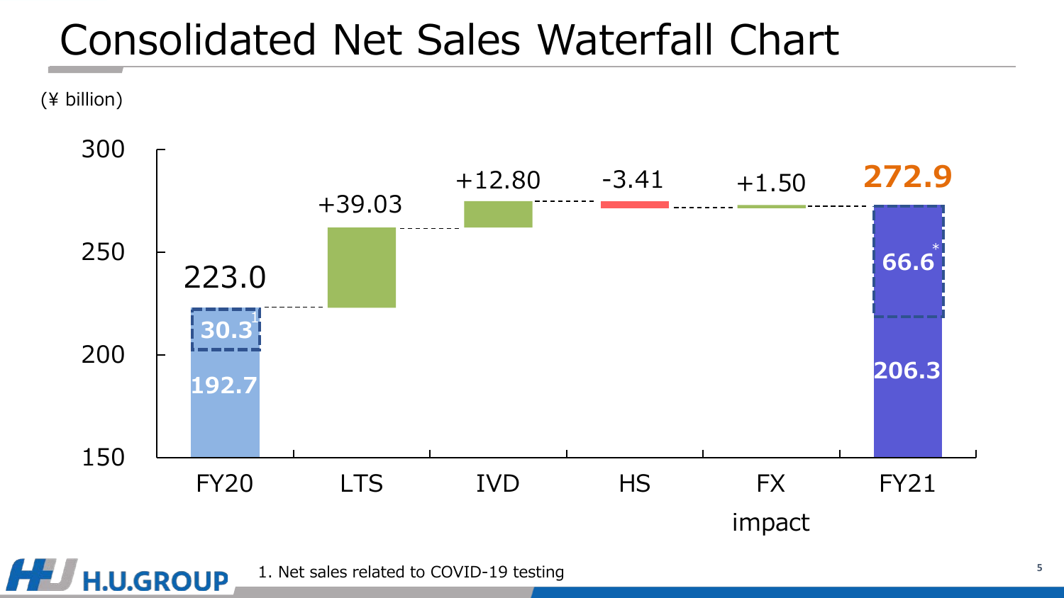# Consolidated Net Sales Waterfall Chart

(¥ billion)

| | FY20 | LTS | IVD | HS | FX impact | FY21 |
|---|---|---|---|---|---|---|
| Value | 223.0 (192.7 + 30.3[1]) | +39.03 | +12.80 | -3.41 | +1.50 | 272.9 (206.3 + 66.6*) |

1. Net sales related to COVID-19 testing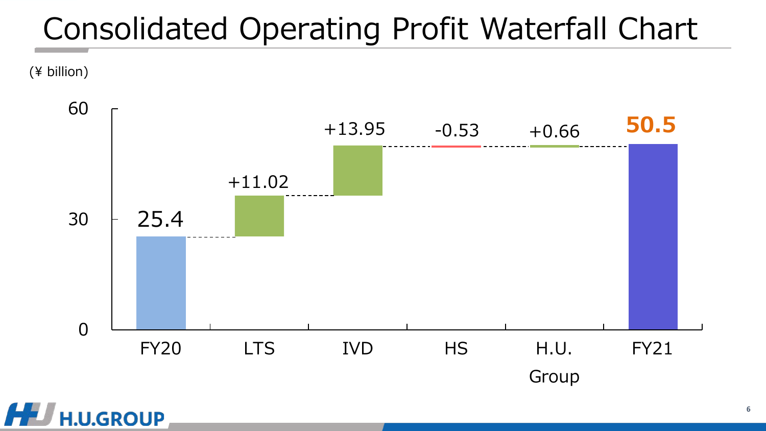# Consolidated Operating Profit Waterfall Chart

(¥ billion)

| | FY20 | LTS | IVD | HS | H.U. Group | FY21 |
|---|---|---|---|---|---|---|
| Value | 25.4 | +11.02 | +13.95 | -0.53 | +0.66 | 50.5 |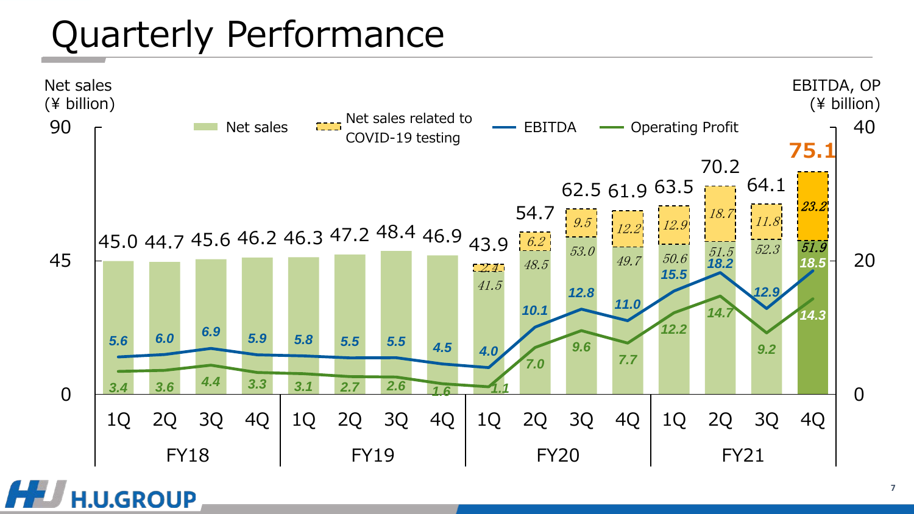# Quarterly Performance

Net sales (¥ billion) / EBITDA, OP (¥ billion)

Legend: Net sales; Net sales related to COVID-19 testing; EBITDA; Operating Profit

| | | Net sales (total) | Net sales (excl. COVID-19 testing) | Net sales related to COVID-19 testing | EBITDA | Operating Profit |
|---|---|---|---|---|---|---|
| FY18 | 1Q | 45.0 | | | 5.6 | 3.4 |
| | 2Q | 44.7 | | | 6.0 | 3.6 |
| | 3Q | 45.6 | | | 6.9 | 4.4 |
| | 4Q | 46.2 | | | 5.9 | 3.3 |
| FY19 | 1Q | 46.3 | | | 5.8 | 3.1 |
| | 2Q | 47.2 | | | 5.5 | 2.7 |
| | 3Q | 48.4 | | | 5.5 | 2.6 |
| | 4Q | 46.9 | | | 4.5 | 1.6 |
| FY20 | 1Q | 43.9 | 41.5 | 2.4 | 4.0 | 1.1 |
| | 2Q | 54.7 | 48.5 | 6.2 | 10.1 | 7.0 |
| | 3Q | 62.5 | 53.0 | 9.5 | 12.8 | 9.6 |
| | 4Q | 61.9 | 49.7 | 12.2 | 11.0 | 7.7 |
| FY21 | 1Q | 63.5 | 50.6 | 12.9 | 15.5 | 12.2 |
| | 2Q | 70.2 | 51.5 | 18.7 | 18.2 | 14.7 |
| | 3Q | 64.1 | 52.3 | 11.8 | 12.9 | 9.2 |
| | 4Q | 75.1 | 51.9 | 23.2 | 18.5 | 14.3 |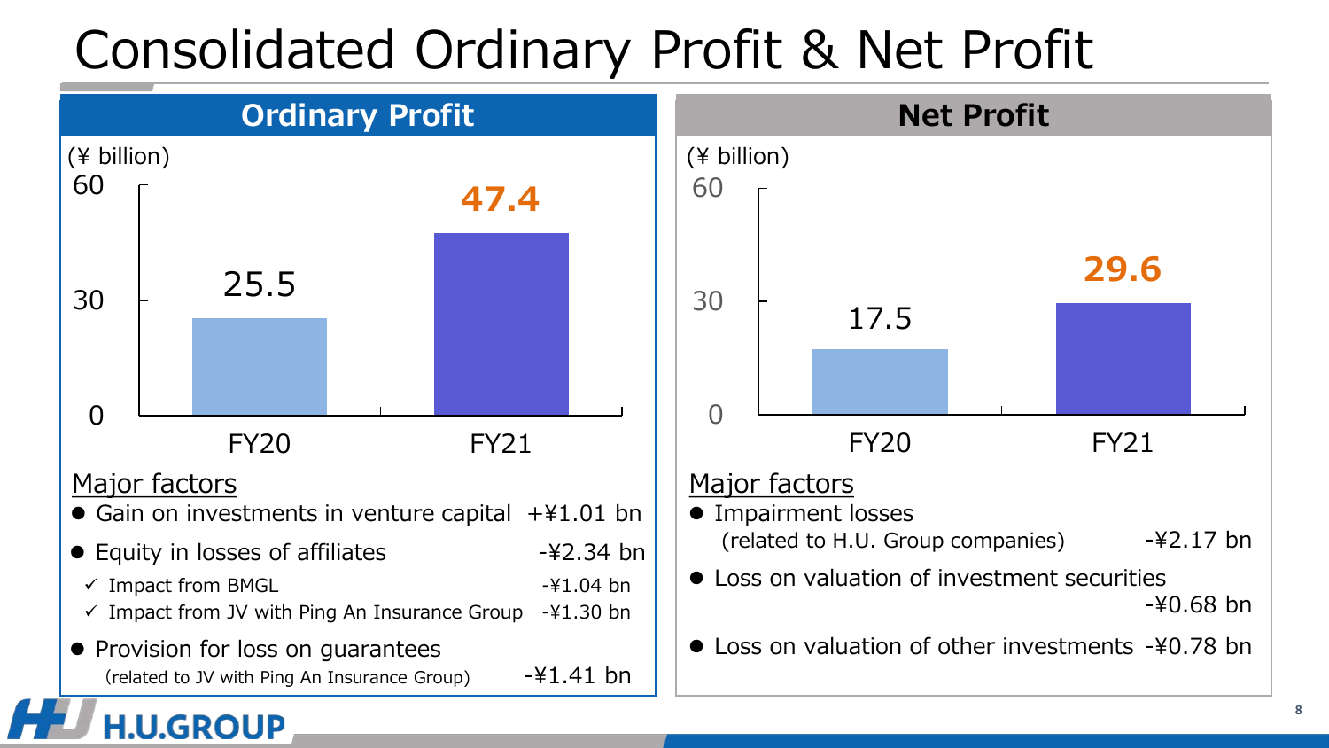# Consolidated Ordinary Profit & Net Profit

## Ordinary Profit

(¥ billion)

| | FY20 | FY21 |
|---|---|---|
| Ordinary Profit | 25.5 | 47.4 |

Major factors

- Gain on investments in venture capital +¥1.01 bn
- Equity in losses of affiliates -¥2.34 bn
  - ✓ Impact from BMGL -¥1.04 bn
  - ✓ Impact from JV with Ping An Insurance Group -¥1.30 bn
- Provision for loss on guarantees (related to JV with Ping An Insurance Group) -¥1.41 bn

## Net Profit

(¥ billion)

| | FY20 | FY21 |
|---|---|---|
| Net Profit | 17.5 | 29.6 |

Major factors

- Impairment losses (related to H.U. Group companies) -¥2.17 bn
- Loss on valuation of investment securities -¥0.68 bn
- Loss on valuation of other investments -¥0.78 bn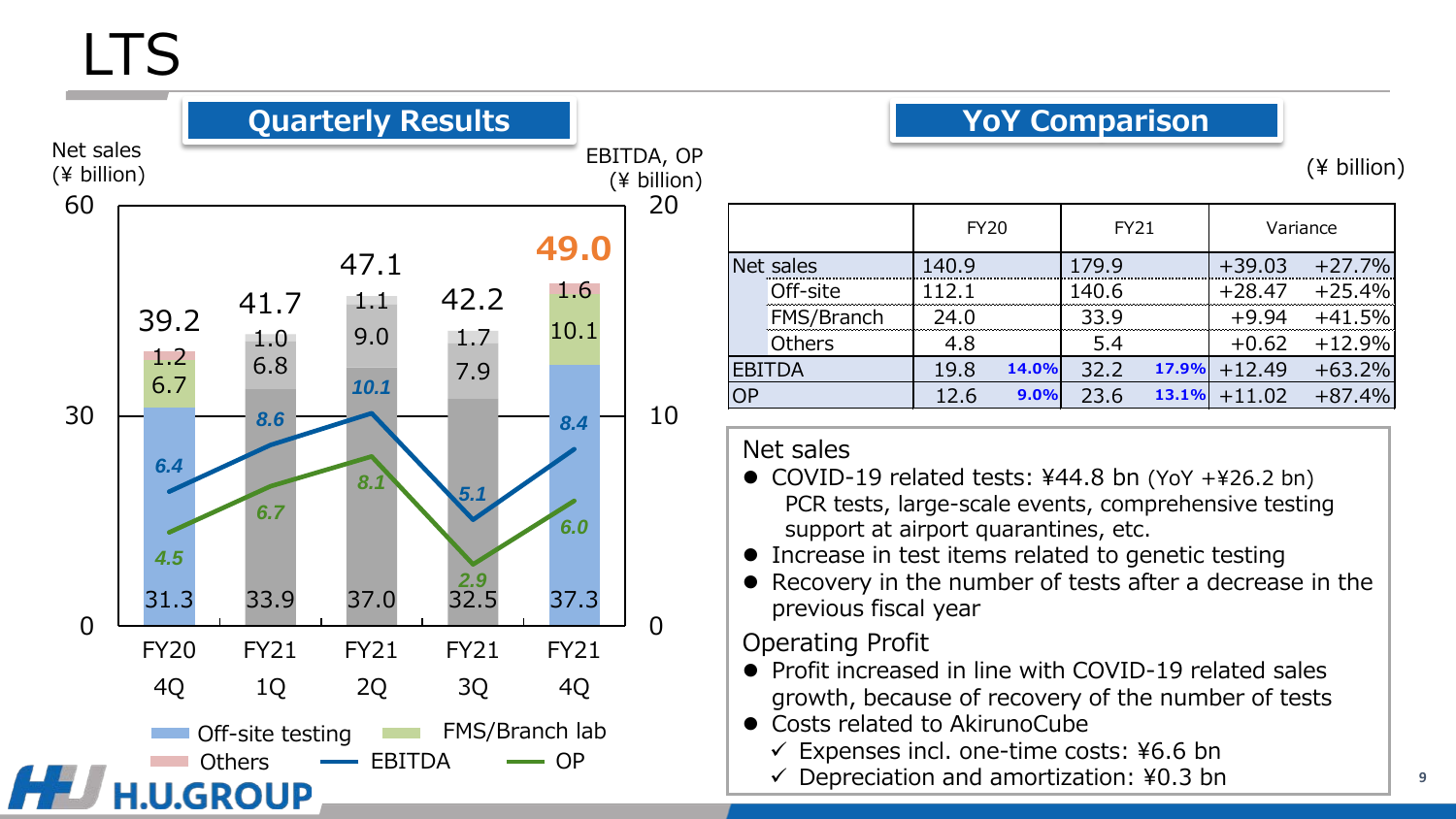# LTS

## Quarterly Results

Net sales (¥ billion) / EBITDA, OP (¥ billion)

| | FY20 4Q | FY21 1Q | FY21 2Q | FY21 3Q | FY21 4Q |
|---|---|---|---|---|---|
| Net sales total | 39.2 | 41.7 | 47.1 | 42.2 | 49.0 |
| Off-site testing | 31.3 | 33.9 | 37.0 | 32.5 | 37.3 |
| FMS/Branch lab | 6.7 | 6.8 | 9.0 | 7.9 | 10.1 |
| Others | 1.2 | 1.0 | 1.1 | 1.7 | 1.6 |
| EBITDA | 6.4 | 8.6 | 10.1 | 5.1 | 8.4 |
| OP | 4.5 | 6.7 | 8.1 | 2.9 | 6.0 |

## YoY Comparison

(¥ billion)

| | FY20 | | FY21 | | Variance | |
|---|---|---|---|---|---|---|
| Net sales | 140.9 | | 179.9 | | +39.03 | +27.7% |
| Off-site | 112.1 | | 140.6 | | +28.47 | +25.4% |
| FMS/Branch | 24.0 | | 33.9 | | +9.94 | +41.5% |
| Others | 4.8 | | 5.4 | | +0.62 | +12.9% |
| EBITDA | 19.8 | 14.0% | 32.2 | 17.9% | +12.49 | +63.2% |
| OP | 12.6 | 9.0% | 23.6 | 13.1% | +11.02 | +87.4% |

Net sales
- COVID-19 related tests: ¥44.8 bn (YoY +¥26.2 bn)
  PCR tests, large-scale events, comprehensive testing support at airport quarantines, etc.
- Increase in test items related to genetic testing
- Recovery in the number of tests after a decrease in the previous fiscal year

Operating Profit
- Profit increased in line with COVID-19 related sales growth, because of recovery of the number of tests
- Costs related to AkirunoCube
  - ✓ Expenses incl. one-time costs: ¥6.6 bn
  - ✓ Depreciation and amortization: ¥0.3 bn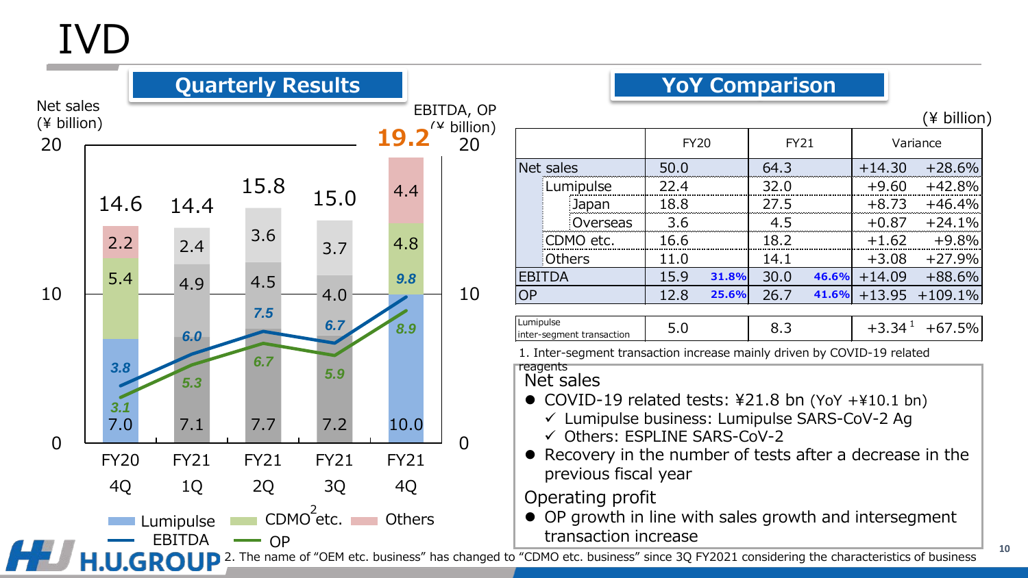# IVD

## Quarterly Results

Net sales (¥ billion) — EBITDA, OP (¥ billion)

| | FY20 4Q | FY21 1Q | FY21 2Q | FY21 3Q | FY21 4Q |
|---|---|---|---|---|---|
| Net sales total | 14.6 | 14.4 | 15.8 | 15.0 | 19.2 |
| Lumipulse | 7.0 | 7.1 | 7.7 | 7.2 | 10.0 |
| CDMO etc.[2] | 5.4 | 4.9 | 4.5 | 4.0 | 4.8 |
| Others | 2.2 | 2.4 | 3.6 | 3.7 | 4.4 |
| EBITDA | 3.8 | 6.0 | 7.5 | 6.7 | 9.8 |
| OP | 3.1 | 5.3 | 6.7 | 5.9 | 8.9 |

2. The name of "OEM etc. business" has changed to "CDMO etc. business" since 3Q FY2021 considering the characteristics of business

## YoY Comparison

(¥ billion)

| | FY20 | | FY21 | | Variance | |
|---|---|---|---|---|---|---|
| Net sales | 50.0 | | 64.3 | | +14.30 | +28.6% |
| Lumipulse | 22.4 | | 32.0 | | +9.60 | +42.8% |
| Japan | 18.8 | | 27.5 | | +8.73 | +46.4% |
| Overseas | 3.6 | | 4.5 | | +0.87 | +24.1% |
| CDMO etc. | 16.6 | | 18.2 | | +1.62 | +9.8% |
| Others | 11.0 | | 14.1 | | +3.08 | +27.9% |
| EBITDA | 15.9 | 31.8% | 30.0 | 46.6% | +14.09 | +88.6% |
| OP | 12.8 | 25.6% | 26.7 | 41.6% | +13.95 | +109.1% |

| | FY20 | FY21 | Variance | |
|---|---|---|---|---|
| Lumipulse inter-segment transaction | 5.0 | 8.3 | +3.34[1] | +67.5% |

1. Inter-segment transaction increase mainly driven by COVID-19 related reagents

Net sales
- COVID-19 related tests: ¥21.8 bn (YoY +¥10.1 bn)
  - ✓ Lumipulse business: Lumipulse SARS-CoV-2 Ag
  - ✓ Others: ESPLINE SARS-CoV-2
- Recovery in the number of tests after a decrease in the previous fiscal year

Operating profit
- OP growth in line with sales growth and intersegment transaction increase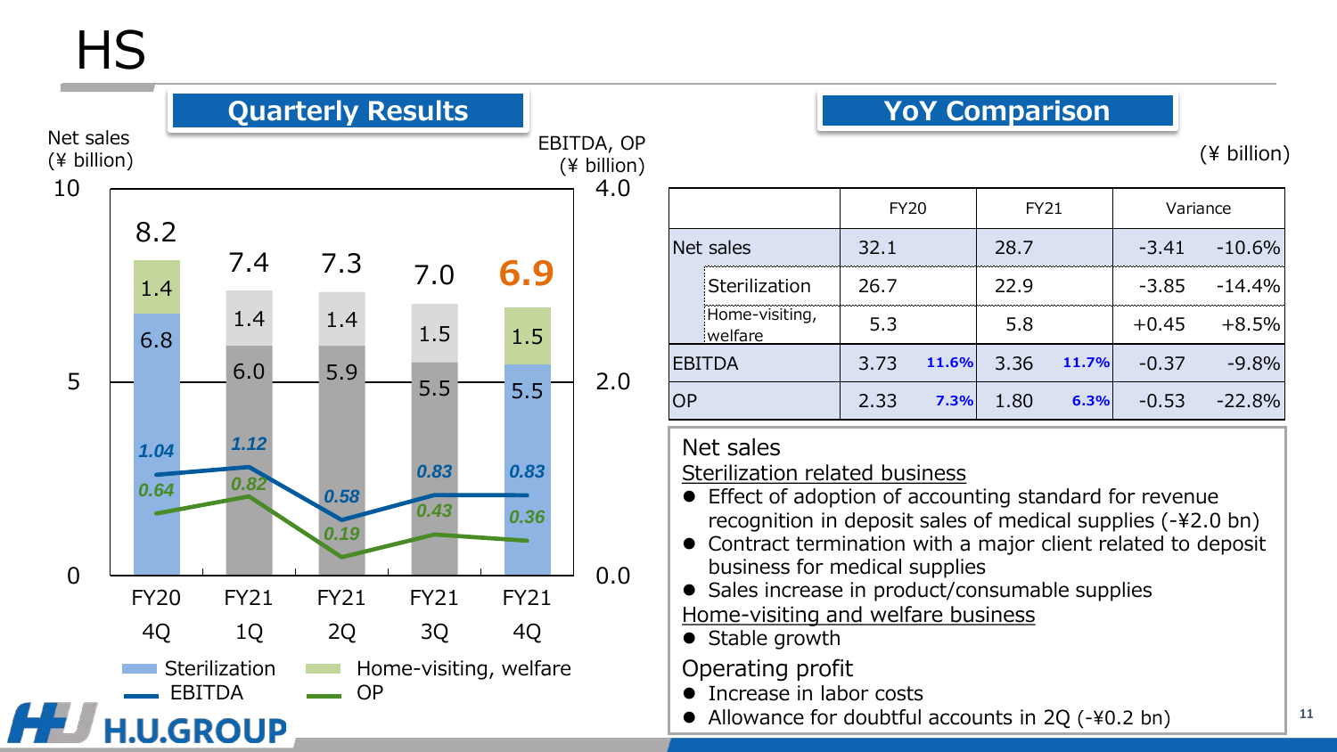# HS

## Quarterly Results

Net sales (¥ billion) / EBITDA, OP (¥ billion)

| | FY20 4Q | FY21 1Q | FY21 2Q | FY21 3Q | FY21 4Q |
|---|---|---|---|---|---|
| Net sales | 8.2 | 7.4 | 7.3 | 7.0 | **6.9** |
| Sterilization | 6.8 | 6.0 | 5.9 | 5.5 | 5.5 |
| Home-visiting, welfare | 1.4 | 1.4 | 1.4 | 1.5 | 1.5 |
| EBITDA | *1.04* | *1.12* | *0.58* | *0.83* | *0.83* |
| OP | *0.64* | *0.82* | *0.19* | *0.43* | *0.36* |

## YoY Comparison

(¥ billion)

| | | FY20 | | FY21 | | Variance | |
|---|---|---|---|---|---|---|---|
| Net sales | | 32.1 | | 28.7 | | -3.41 | -10.6% |
| | Sterilization | 26.7 | | 22.9 | | -3.85 | -14.4% |
| | Home-visiting, welfare | 5.3 | | 5.8 | | +0.45 | +8.5% |
| EBITDA | | 3.73 | **11.6%** | 3.36 | **11.7%** | -0.37 | -9.8% |
| OP | | 2.33 | **7.3%** | 1.80 | **6.3%** | -0.53 | -22.8% |

Net sales

Sterilization related business

- Effect of adoption of accounting standard for revenue recognition in deposit sales of medical supplies (-¥2.0 bn)
- Contract termination with a major client related to deposit business for medical supplies
- Sales increase in product/consumable supplies

Home-visiting and welfare business

- Stable growth

Operating profit

- Increase in labor costs
- Allowance for doubtful accounts in 2Q (-¥0.2 bn)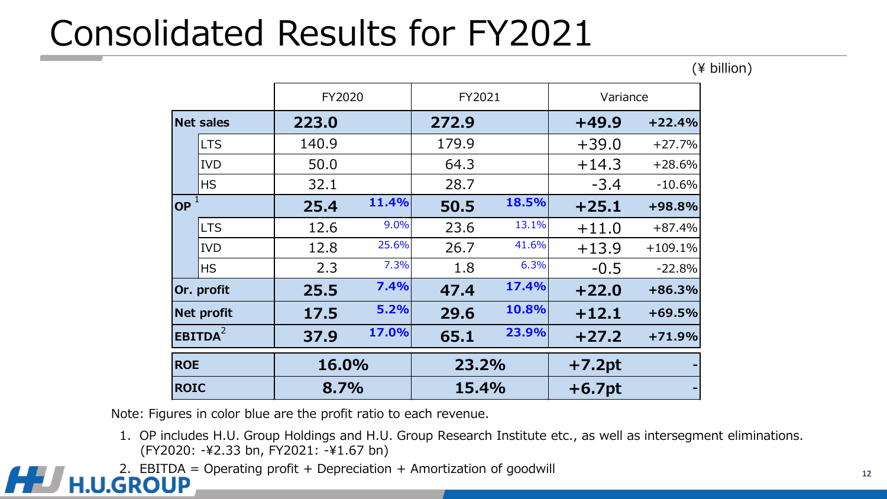# Consolidated Results for FY2021

(¥ billion)

| | | FY2020 | | FY2021 | | Variance | |
|---|---|---|---|---|---|---|---|
| **Net sales** | | **223.0** | | **272.9** | | **+49.9** | **+22.4%** |
| | LTS | 140.9 | | 179.9 | | +39.0 | +27.7% |
| | IVD | 50.0 | | 64.3 | | +14.3 | +28.6% |
| | HS | 32.1 | | 28.7 | | -3.4 | -10.6% |
| **OP** [1] | | **25.4** | **11.4%** | **50.5** | **18.5%** | **+25.1** | **+98.8%** |
| | LTS | 12.6 | 9.0% | 23.6 | 13.1% | +11.0 | +87.4% |
| | IVD | 12.8 | 25.6% | 26.7 | 41.6% | +13.9 | +109.1% |
| | HS | 2.3 | 7.3% | 1.8 | 6.3% | -0.5 | -22.8% |
| **Or. profit** | | **25.5** | **7.4%** | **47.4** | **17.4%** | **+22.0** | **+86.3%** |
| **Net profit** | | **17.5** | **5.2%** | **29.6** | **10.8%** | **+12.1** | **+69.5%** |
| **EBITDA** [2] | | **37.9** | **17.0%** | **65.1** | **23.9%** | **+27.2** | **+71.9%** |
| **ROE** | | **16.0%** | | **23.2%** | | **+7.2pt** | - |
| **ROIC** | | **8.7%** | | **15.4%** | | **+6.7pt** | - |

Note: Figures in color blue are the profit ratio to each revenue.

1. OP includes H.U. Group Holdings and H.U. Group Research Institute etc., as well as intersegment eliminations. (FY2020: -¥2.33 bn, FY2021: -¥1.67 bn)
2. EBITDA = Operating profit + Depreciation + Amortization of goodwill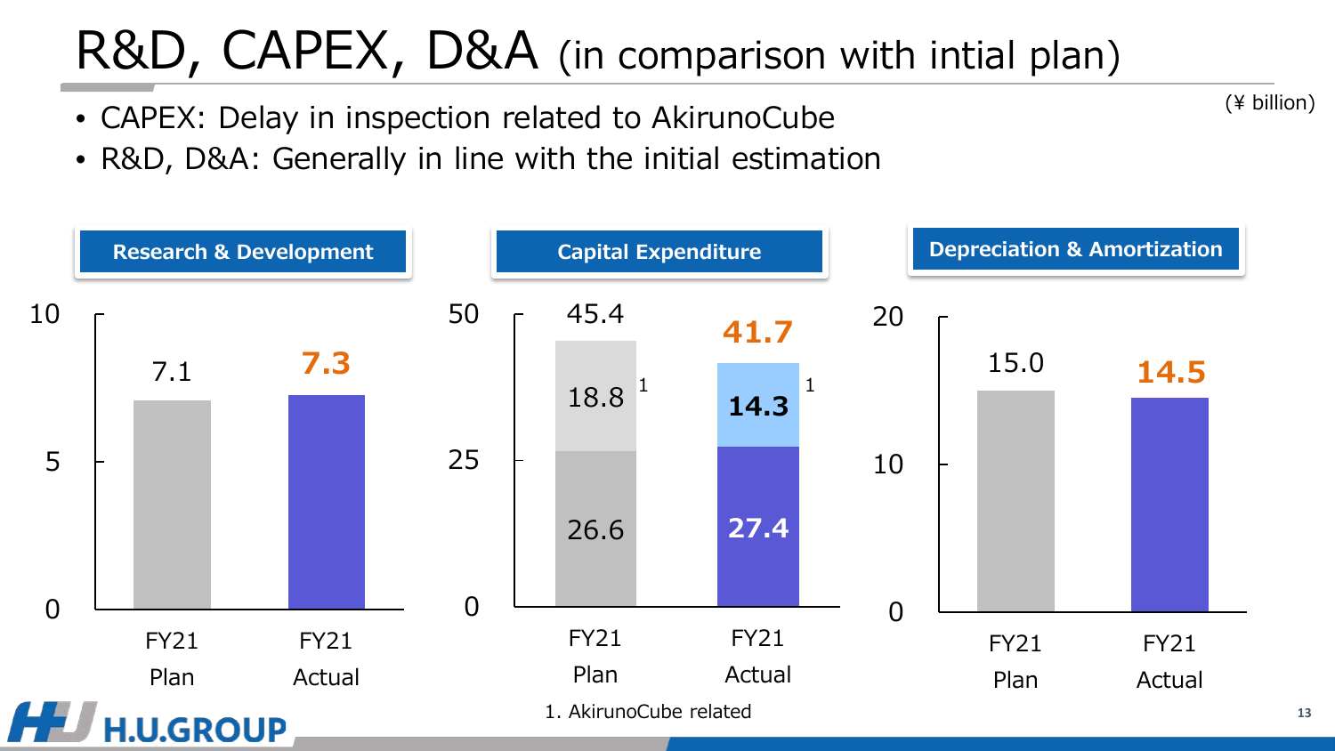# R&D, CAPEX, D&A (in comparison with intial plan)

(¥ billion)

- CAPEX: Delay in inspection related to AkirunoCube
- R&D, D&A: Generally in line with the initial estimation

### Research & Development

| | FY21 Plan | FY21 Actual |
|---|---|---|
| Research & Development | 7.1 | 7.3 |

### Capital Expenditure

| | FY21 Plan | FY21 Actual |
|---|---|---|
| AkirunoCube related[1] | 18.8 | 14.3 |
| Other | 26.6 | 27.4 |
| Total | 45.4 | 41.7 |

1. AkirunoCube related

### Depreciation & Amortization

| | FY21 Plan | FY21 Actual |
|---|---|---|
| Depreciation & Amortization | 15.0 | 14.5 |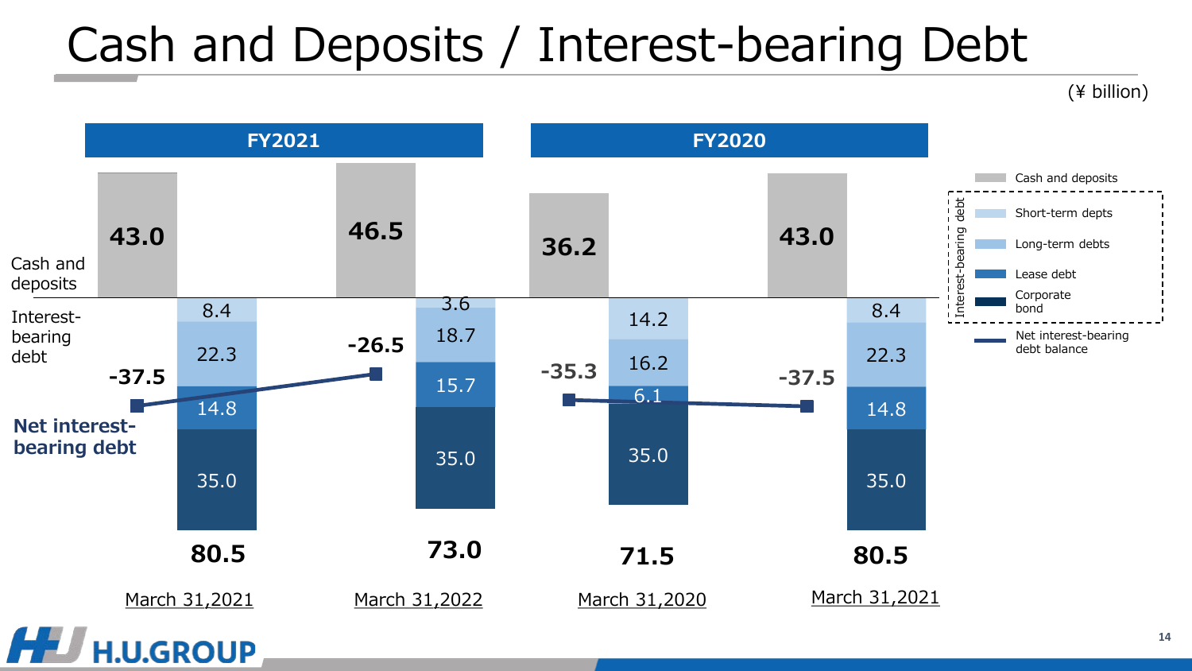# Cash and Deposits / Interest-bearing Debt

(¥ billion)

| | FY2021 | | FY2020 | |
|---|---|---|---|---|
| | March 31,2021 | March 31,2022 | March 31,2020 | March 31,2021 |
| Cash and deposits | 43.0 | 46.5 | 36.2 | 43.0 |
| Short-term depts | 8.4 | 3.6 | 14.2 | 8.4 |
| Long-term debts | 22.3 | 18.7 | 16.2 | 22.3 |
| Lease debt | 14.8 | 15.7 | 6.1 | 14.8 |
| Corporate bond | 35.0 | 35.0 | 35.0 | 35.0 |
| Interest-bearing debt | 80.5 | 73.0 | 71.5 | 80.5 |
| Net interest-bearing debt | -37.5 | -26.5 | -35.3 | -37.5 |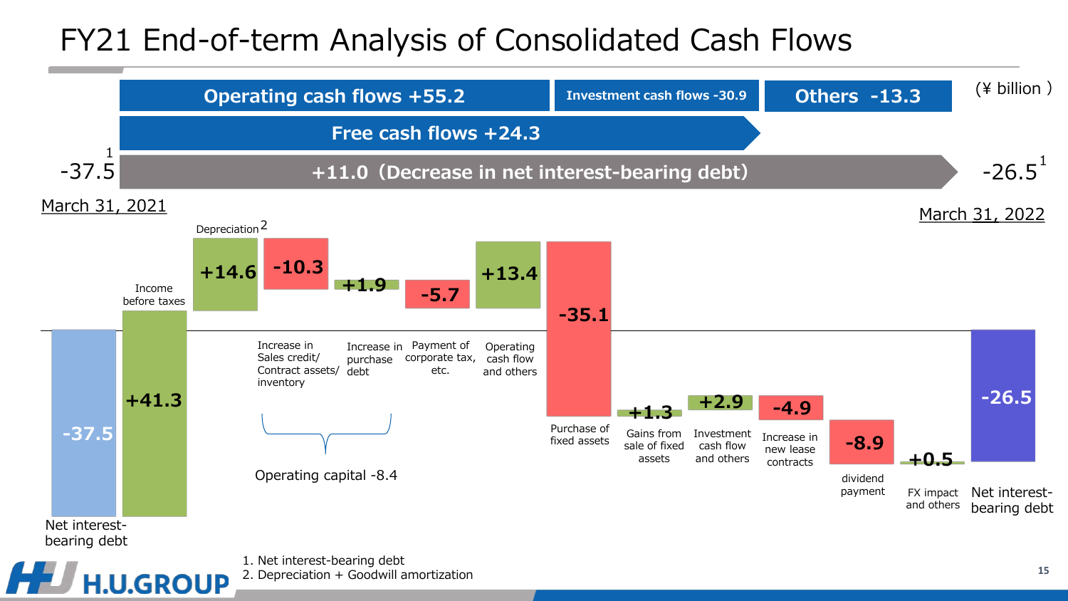# FY21 End-of-term Analysis of Consolidated Cash Flows

(¥ billion)

**Operating cash flows +55.2** | **Investment cash flows -30.9** | **Others -13.3**

**Free cash flows +24.3**

-37.5[1] **+11.0 (Decrease in net interest-bearing debt)** -26.5[1]

March 31, 2021 — March 31, 2022

| Item | Amount |
|---|---|
| Net interest-bearing debt (March 31, 2021) | -37.5 |
| Income before taxes | +41.3 |
| Depreciation[2] | +14.6 |
| Increase in Sales credit/ Contract assets/ inventory | -10.3 |
| Increase in purchase debt | +1.9 |
| Payment of corporate tax, etc. | -5.7 |
| Operating cash flow and others | +13.4 |
| Purchase of fixed assets | -35.1 |
| Gains from sale of fixed assets | +1.3 |
| Investment cash flow and others | +2.9 |
| Increase in new lease contracts | -4.9 |
| dividend payment | -8.9 |
| FX impact and others | +0.5 |
| Net interest-bearing debt (March 31, 2022) | -26.5 |

Operating capital -8.4

1. Net interest-bearing debt
2. Depreciation + Goodwill amortization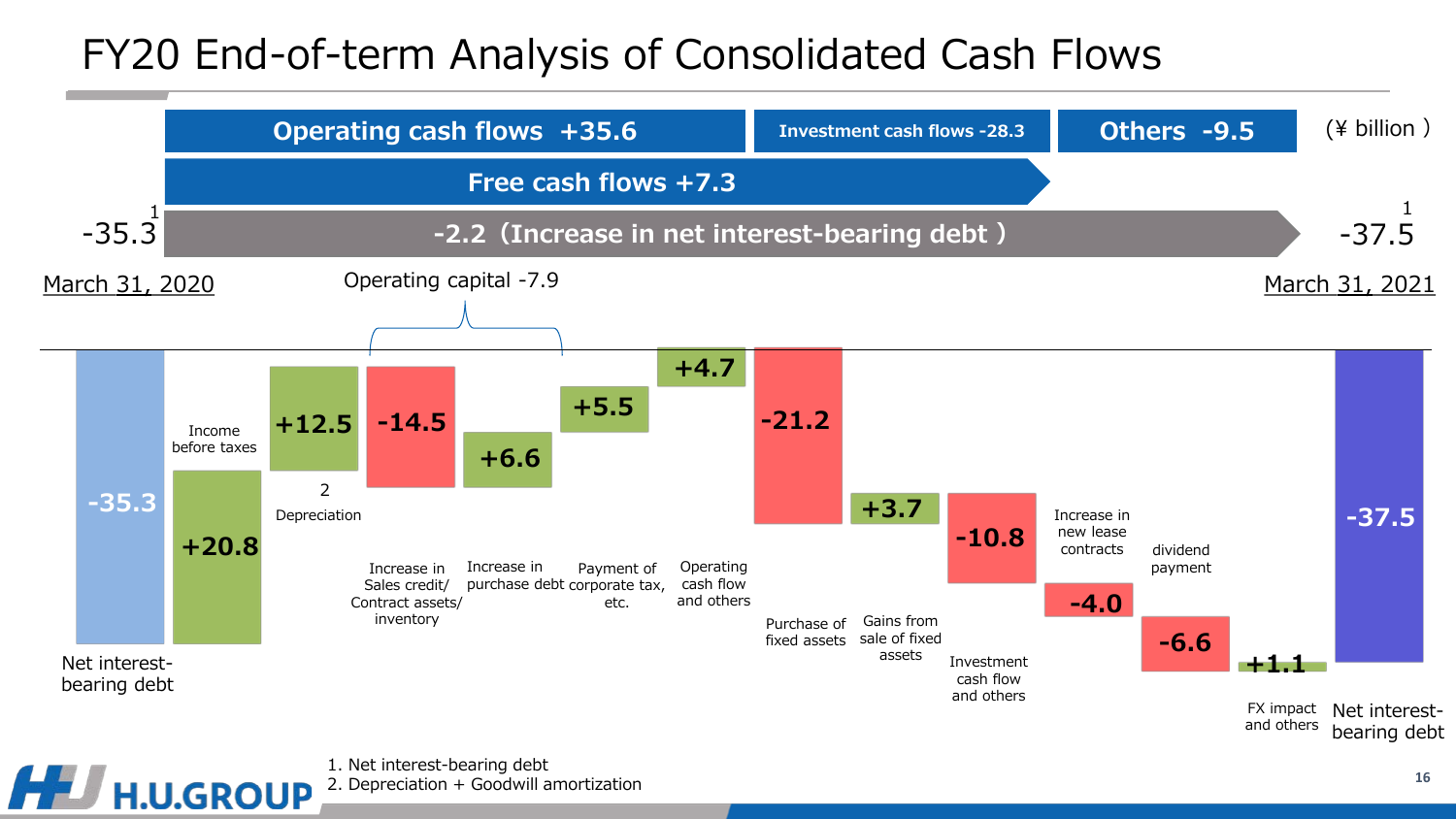# FY20 End-of-term Analysis of Consolidated Cash Flows

(¥ billion)

| Operating cash flows +35.6 | Investment cash flows -28.3 | Others -9.5 |
|---|---|---|

Free cash flows +7.3

-35.3[1] → -2.2 (Increase in net interest-bearing debt) → -37.5[1]

March 31, 2020 → March 31, 2021

Operating capital -7.9

| Item | Amount |
|---|---|
| Net interest-bearing debt (March 31, 2020) | -35.3 |
| Income before taxes | +20.8 |
| Depreciation[2] | +12.5 |
| Increase in Sales credit/ Contract assets/ inventory | -14.5 |
| Increase in purchase debt | +6.6 |
| Payment of corporate tax, etc. | +5.5 |
| Operating cash flow and others | +4.7 |
| Purchase of fixed assets | -21.2 |
| Gains from sale of fixed assets | +3.7 |
| Investment cash flow and others | -10.8 |
| Increase in new lease contracts | -4.0 |
| dividend payment | -6.6 |
| FX impact and others | +1.1 |
| Net interest-bearing debt (March 31, 2021) | -37.5 |

1. Net interest-bearing debt
2. Depreciation + Goodwill amortization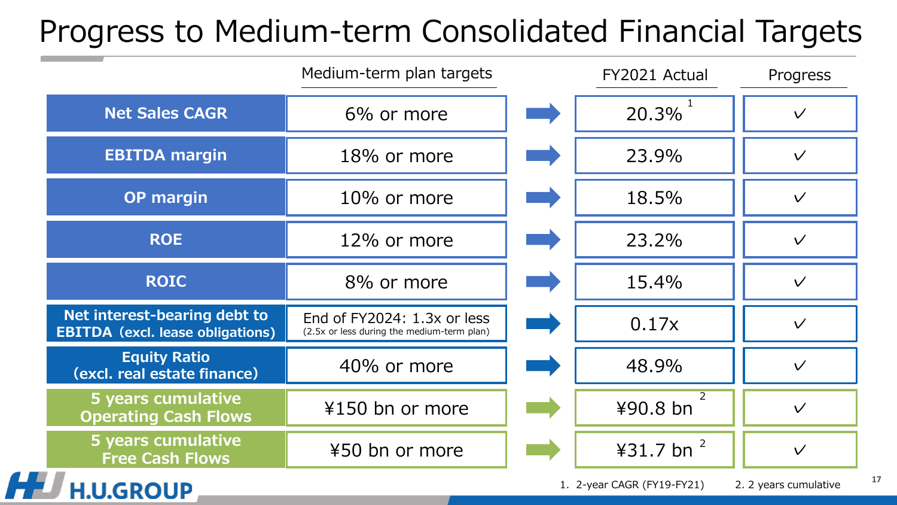# Progress to Medium-term Consolidated Financial Targets

| | Medium-term plan targets | FY2021 Actual | Progress |
|---|---|---|---|
| Net Sales CAGR | 6% or more | 20.3% [1] | ✓ |
| EBITDA margin | 18% or more | 23.9% | ✓ |
| OP margin | 10% or more | 18.5% | ✓ |
| ROE | 12% or more | 23.2% | ✓ |
| ROIC | 8% or more | 15.4% | ✓ |
| Net interest-bearing debt to EBITDA (excl. lease obligations) | End of FY2024: 1.3x or less (2.5x or less during the medium-term plan) | 0.17x | ✓ |
| Equity Ratio (excl. real estate finance) | 40% or more | 48.9% | ✓ |
| 5 years cumulative Operating Cash Flows | ¥150 bn or more | ¥90.8 bn [2] | ✓ |
| 5 years cumulative Free Cash Flows | ¥50 bn or more | ¥31.7 bn [2] | ✓ |

1. 2-year CAGR (FY19-FY21)
2. 2 years cumulative

H.U.GROUP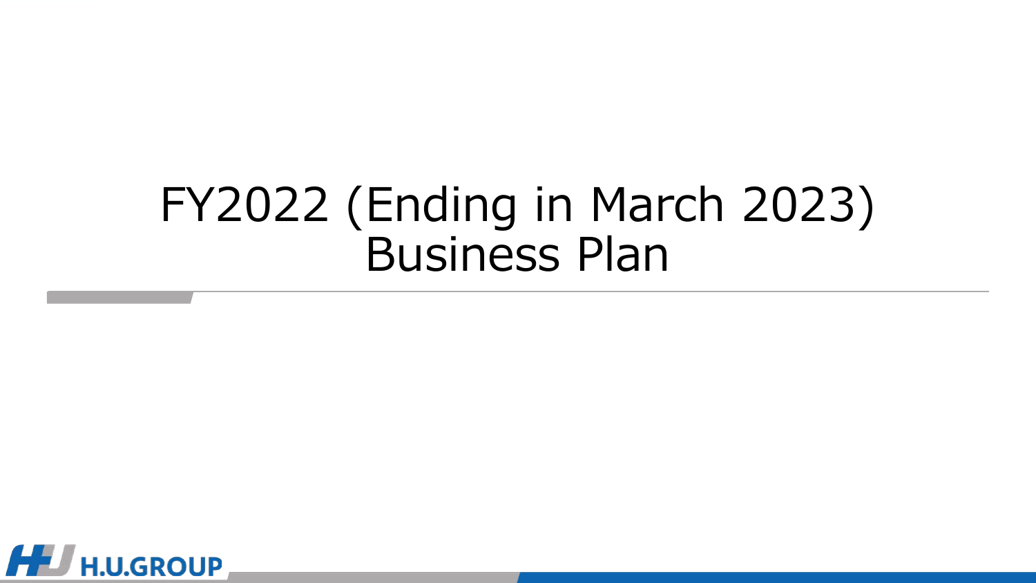# FY2022 (Ending in March 2023) Business Plan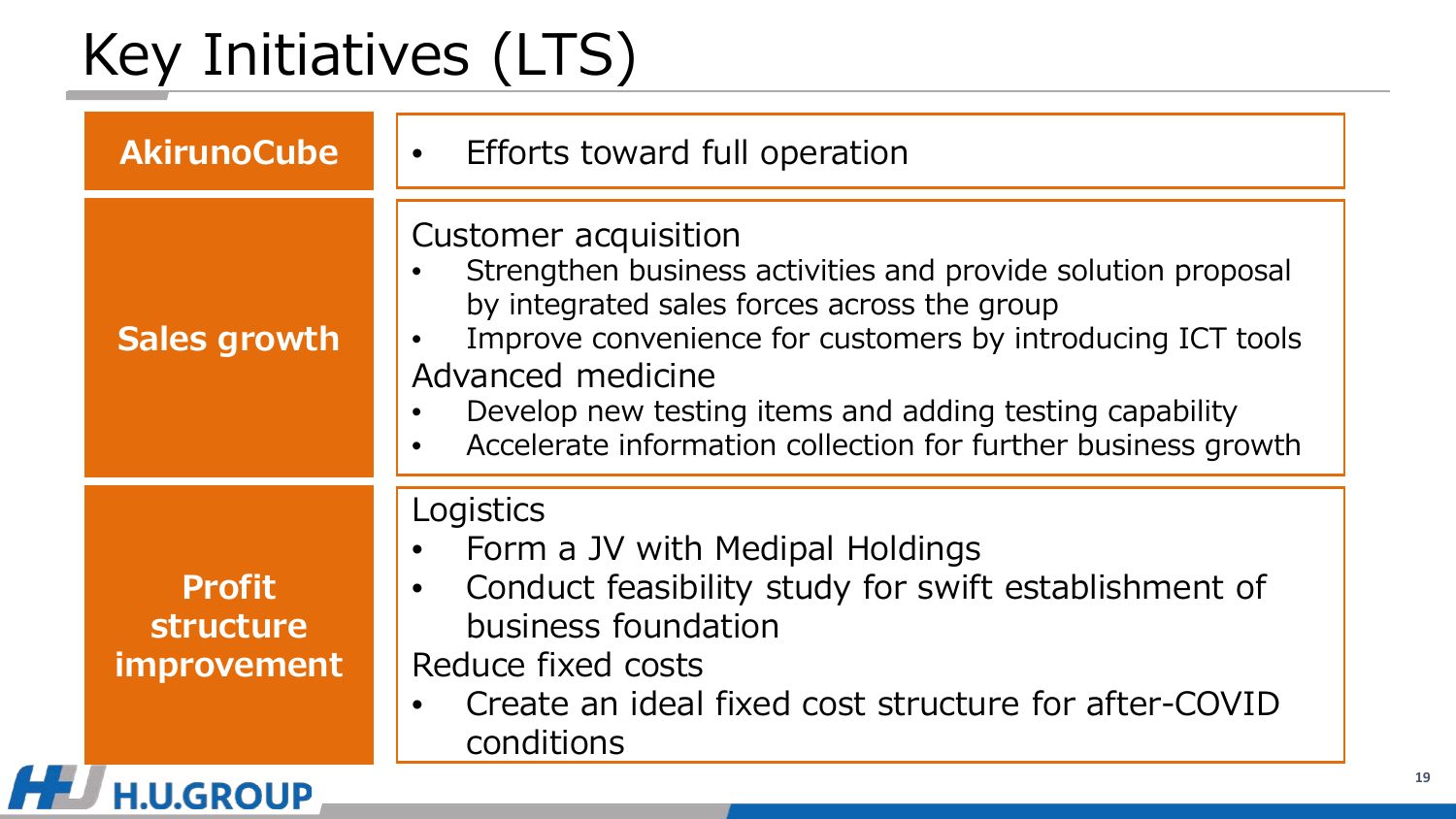# Key Initiatives (LTS)

| | |
|---|---|
| **AkirunoCube** | • Efforts toward full operation |
| **Sales growth** | Customer acquisition<br>• Strengthen business activities and provide solution proposal by integrated sales forces across the group<br>• Improve convenience for customers by introducing ICT tools<br>Advanced medicine<br>• Develop new testing items and adding testing capability<br>• Accelerate information collection for further business growth |
| **Profit structure improvement** | Logistics<br>• Form a JV with Medipal Holdings<br>• Conduct feasibility study for swift establishment of business foundation<br>Reduce fixed costs<br>• Create an ideal fixed cost structure for after-COVID conditions |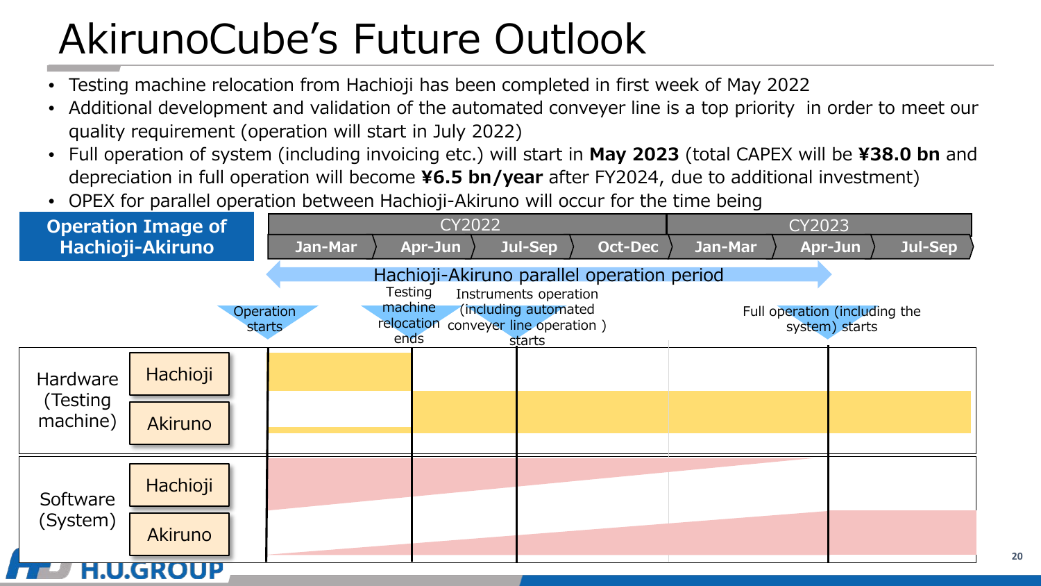# AkirunoCube's Future Outlook

- Testing machine relocation from Hachioji has been completed in first week of May 2022
- Additional development and validation of the automated conveyer line is a top priority in order to meet our quality requirement (operation will start in July 2022)
- Full operation of system (including invoicing etc.) will start in **May 2023** (total CAPEX will be **¥38.0 bn** and depreciation in full operation will become **¥6.5 bn/year** after FY2024, due to additional investment)
- OPEX for parallel operation between Hachioji-Akiruno will occur for the time being

**Operation Image of Hachioji-Akiruno**

| | | CY2022 | | | | CY2023 | | |
|---|---|---|---|---|---|---|---|---|
| | | Jan-Mar | Apr-Jun | Jul-Sep | Oct-Dec | Jan-Mar | Apr-Jun | Jul-Sep |

Hachioji-Akiruno parallel operation period

- Operation starts
- Testing machine relocation ends
- Instruments operation (including automated conveyer line operation ) starts
- Full operation (including the system) starts

Hardware (Testing machine): Hachioji / Akiruno

Software (System): Hachioji / Akiruno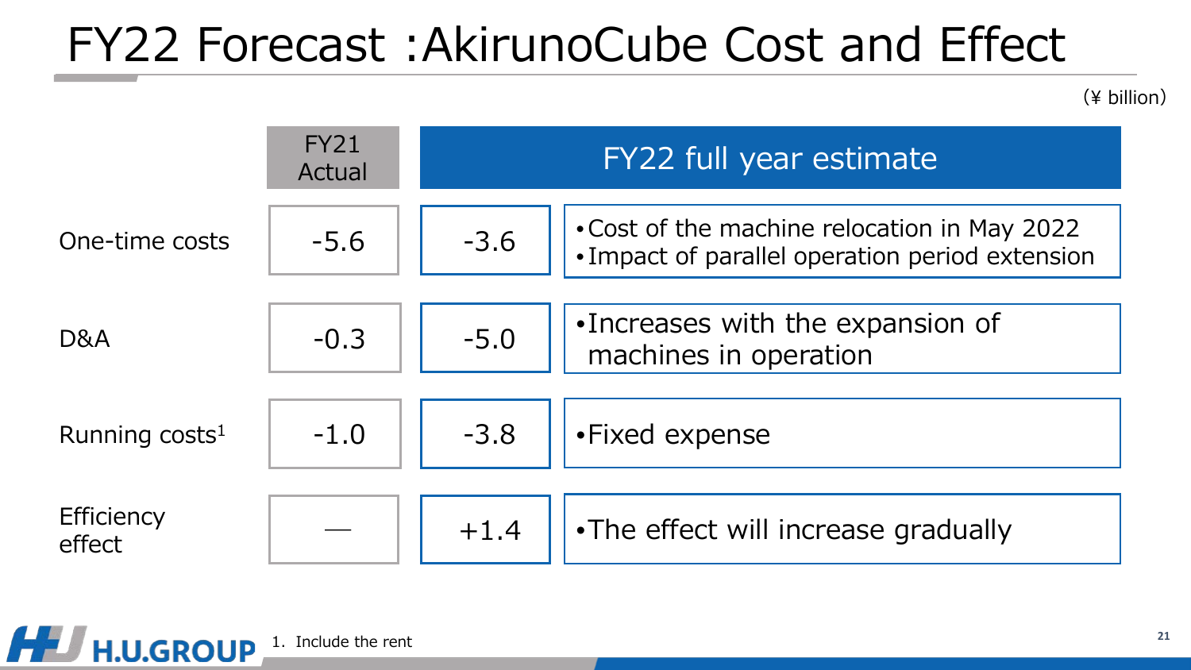# FY22 Forecast :AkirunoCube Cost and Effect

(¥ billion)

| | FY21 Actual | FY22 full year estimate | |
|---|---|---|---|
| One-time costs | -5.6 | -3.6 | • Cost of the machine relocation in May 2022<br>• Impact of parallel operation period extension |
| D&A | -0.3 | -5.0 | • Increases with the expansion of machines in operation |
| Running costs[1] | -1.0 | -3.8 | • Fixed expense |
| Efficiency effect | — | +1.4 | • The effect will increase gradually |

1. Include the rent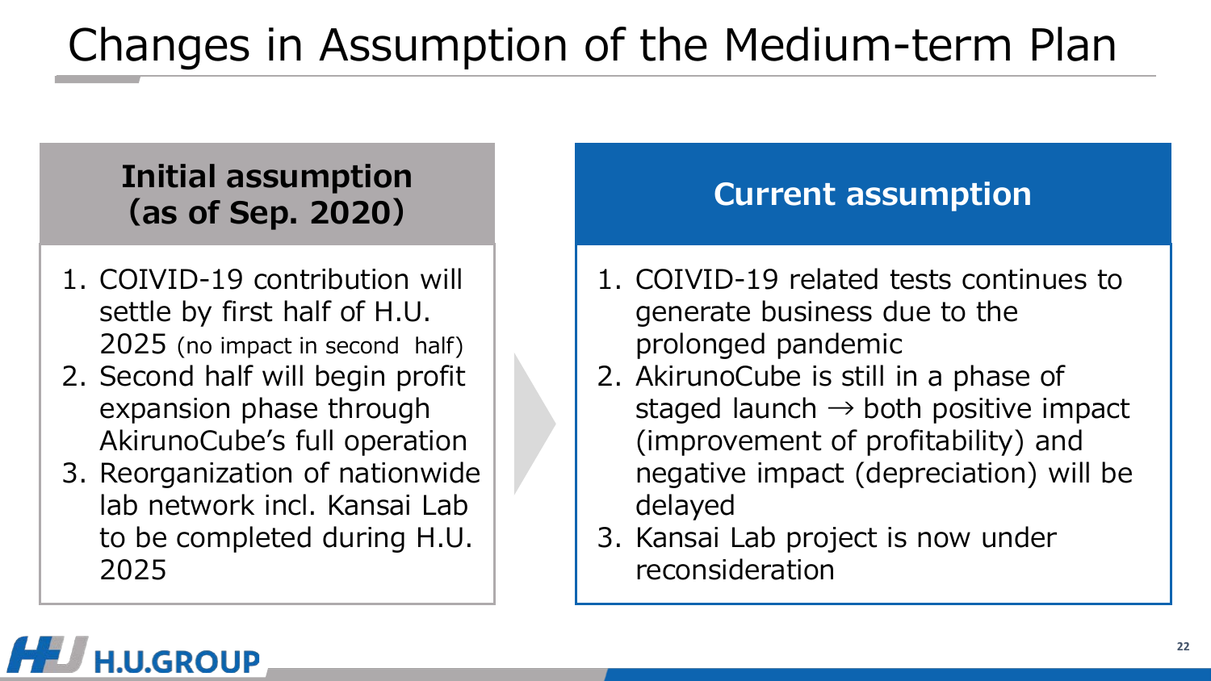# Changes in Assumption of the Medium-term Plan

## Initial assumption (as of Sep. 2020)

1. COIVID-19 contribution will settle by first half of H.U. 2025 (no impact in second half)
2. Second half will begin profit expansion phase through AkirunoCube's full operation
3. Reorganization of nationwide lab network incl. Kansai Lab to be completed during H.U. 2025

## Current assumption

1. COIVID-19 related tests continues to generate business due to the prolonged pandemic
2. AkirunoCube is still in a phase of staged launch → both positive impact (improvement of profitability) and negative impact (depreciation) will be delayed
3. Kansai Lab project is now under reconsideration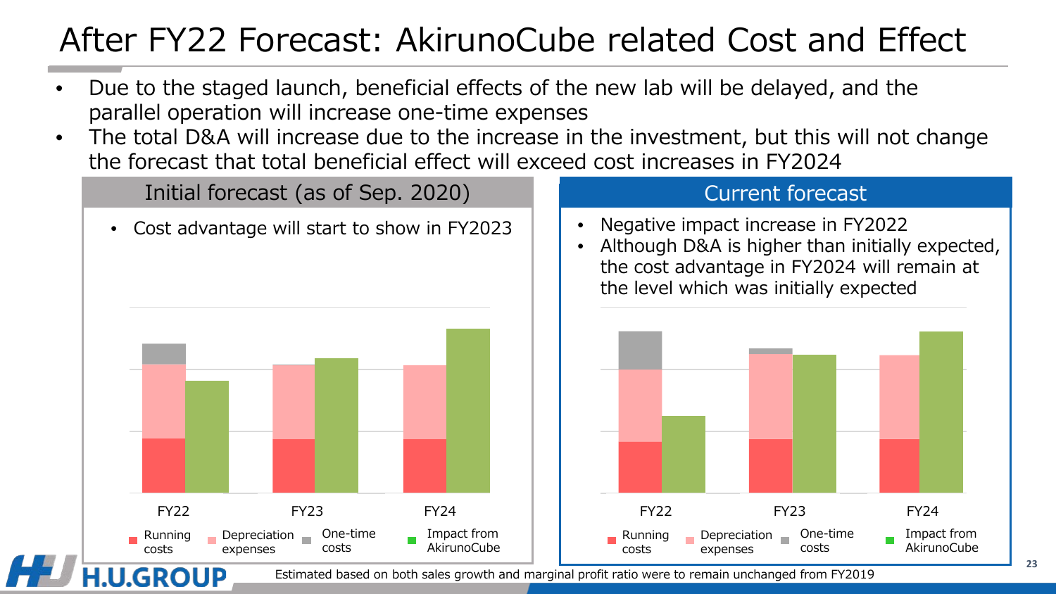# After FY22 Forecast: AkirunoCube related Cost and Effect

- Due to the staged launch, beneficial effects of the new lab will be delayed, and the parallel operation will increase one-time expenses
- The total D&A will increase due to the increase in the investment, but this will not change the forecast that total beneficial effect will exceed cost increases in FY2024

## Initial forecast (as of Sep. 2020)

- Cost advantage will start to show in FY2023

FY22 FY23 FY24

Running costs | Depreciation expenses | One-time costs | Impact from AkirunoCube

## Current forecast

- Negative impact increase in FY2022
- Although D&A is higher than initially expected, the cost advantage in FY2024 will remain at the level which was initially expected

FY22 FY23 FY24

Running costs | Depreciation expenses | One-time costs | Impact from AkirunoCube

Estimated based on both sales growth and marginal profit ratio were to remain unchanged from FY2019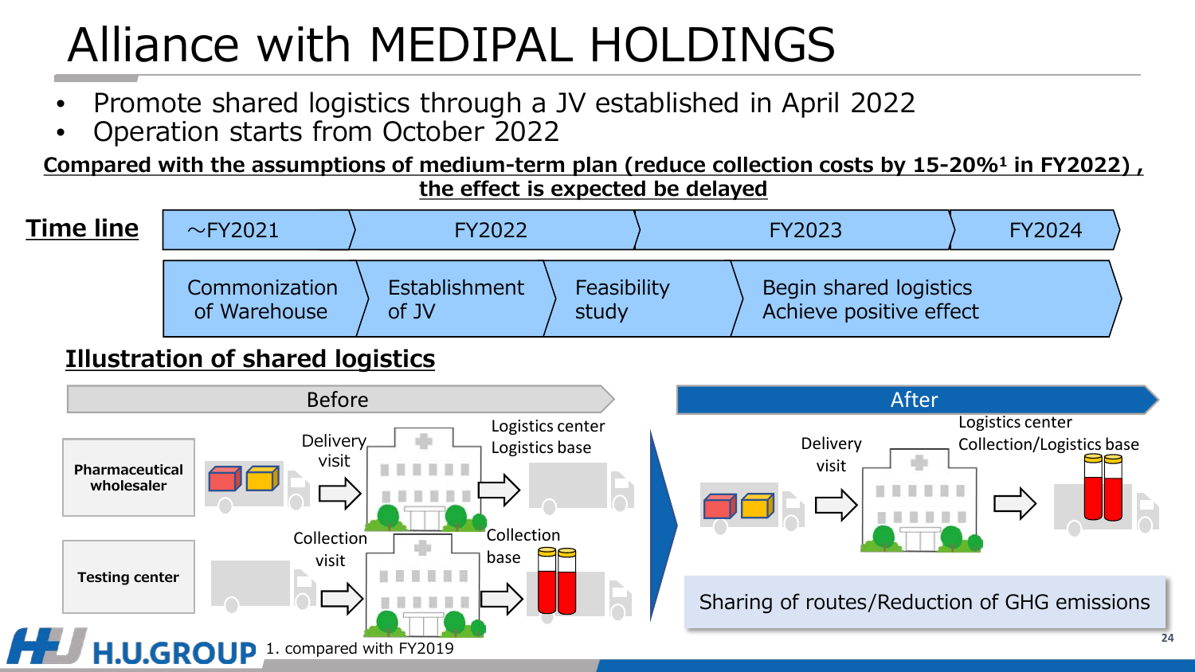# Alliance with MEDIPAL HOLDINGS

- Promote shared logistics through a JV established in April 2022
- Operation starts from October 2022

**Compared with the assumptions of medium-term plan (reduce collection costs by 15-20%[1] in FY2022), the effect is expected be delayed**

## Time line

| ~FY2021 | FY2022 | | FY2023 | FY2024 |
|---|---|---|---|---|
| Commonization of Warehouse | Establishment of JV | Feasibility study | Begin shared logistics Achieve positive effect | |

## Illustration of shared logistics

**Before**

- **Pharmaceutical wholesaler**: Delivery visit → Logistics center Logistics base
- **Testing center**: Collection visit → Collection base

**After**

- Delivery visit → Logistics center Collection/Logistics base

Sharing of routes/Reduction of GHG emissions

1. compared with FY2019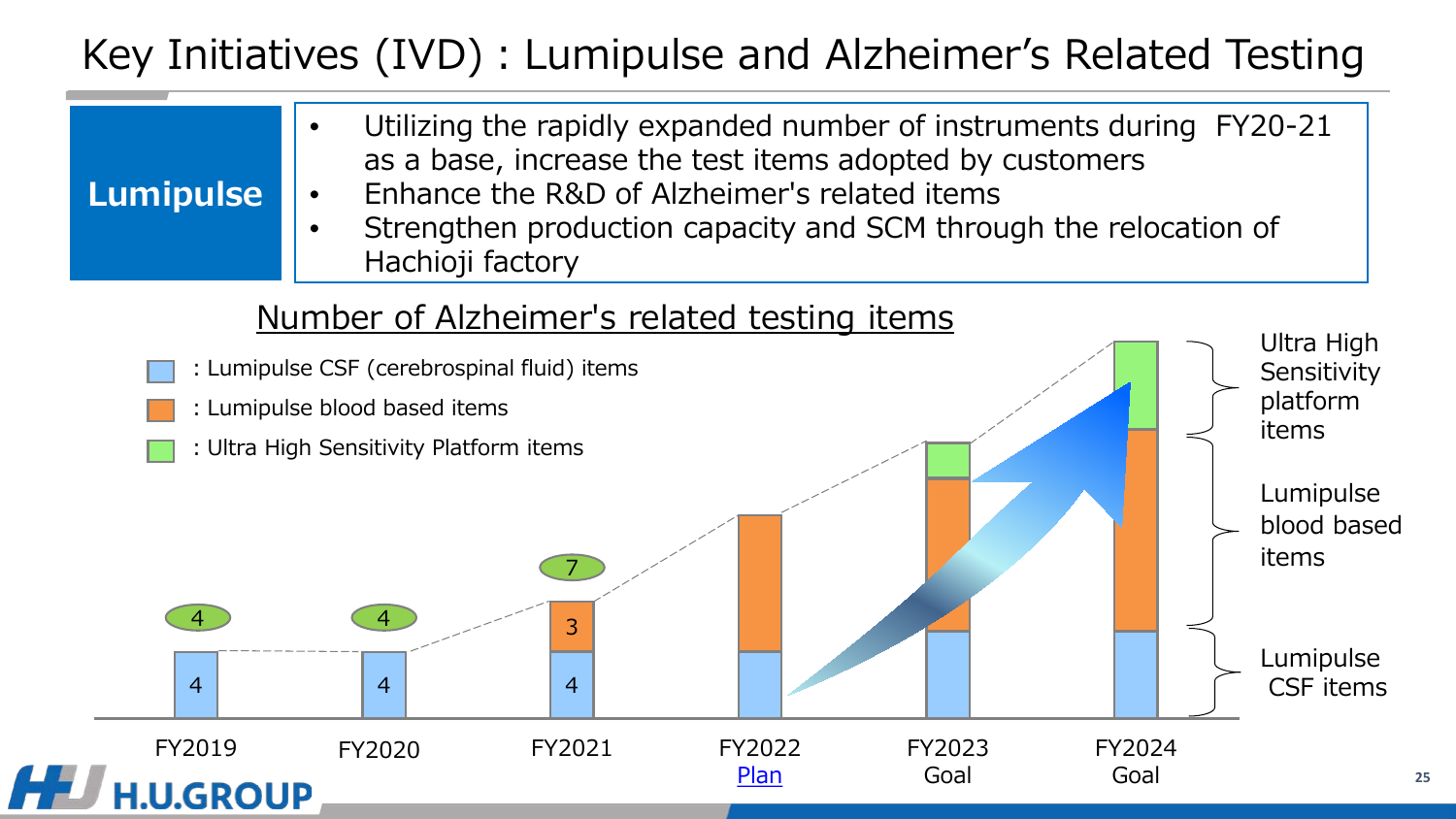# Key Initiatives (IVD) : Lumipulse and Alzheimer's Related Testing

**Lumipulse**

- Utilizing the rapidly expanded number of instruments during FY20-21 as a base, increase the test items adopted by customers
- Enhance the R&D of Alzheimer's related items
- Strengthen production capacity and SCM through the relocation of Hachioji factory

## Number of Alzheimer's related testing items

- : Lumipulse CSF (cerebrospinal fluid) items
- : Lumipulse blood based items
- : Ultra High Sensitivity Platform items

| | FY2019 | FY2020 | FY2021 | FY2022 Plan | FY2023 Goal | FY2024 Goal |
|---|---|---|---|---|---|---|
| Lumipulse CSF items | 4 | 4 | 4 | | | |
| Lumipulse blood based items | | | 3 | | | |
| Ultra High Sensitivity platform items | | | | | | |
| Total | 4 | 4 | 7 | | | |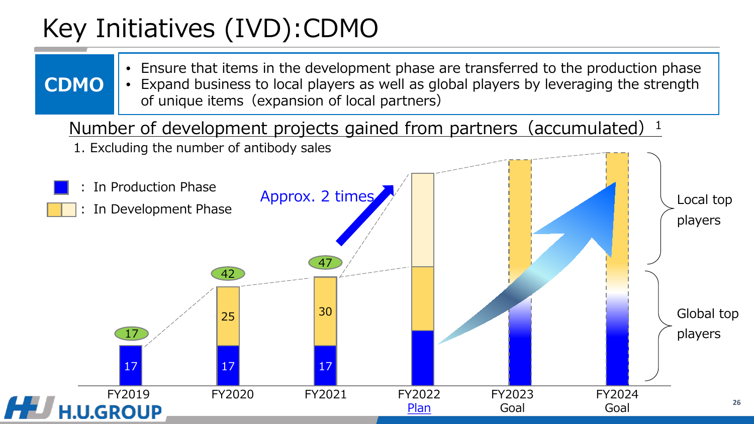# Key Initiatives (IVD):CDMO

**CDMO**

- Ensure that items in the development phase are transferred to the production phase
- Expand business to local players as well as global players by leveraging the strength of unique items（expansion of local partners）

## Number of development projects gained from partners（accumulated）[1]

1. Excluding the number of antibody sales

■ : In Production Phase
■ : In Development Phase

| | FY2019 | FY2020 | FY2021 | FY2022 Plan | FY2023 Goal | FY2024 Goal |
|---|---|---|---|---|---|---|
| In Production Phase | 17 | 17 | 17 | | | |
| In Development Phase | | 25 | 30 | | | |
| Total | 17 | 42 | 47 | | | |

Approx. 2 times

Local top players

Global top players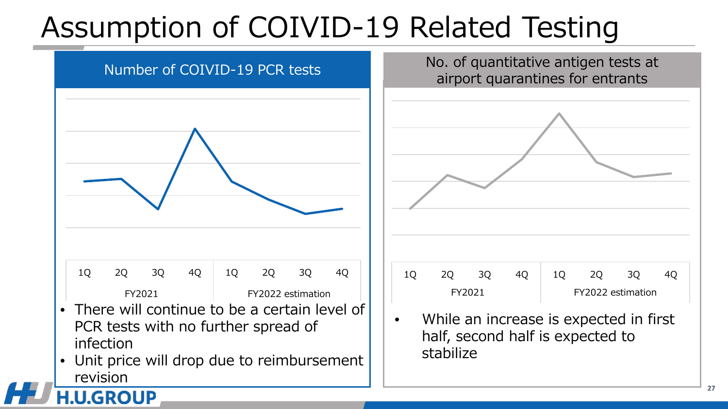# Assumption of COIVID-19 Related Testing

## Number of COIVID-19 PCR tests

1Q 2Q 3Q 4Q 1Q 2Q 3Q 4Q

FY2021 FY2022 estimation

- There will continue to be a certain level of PCR tests with no further spread of infection
- Unit price will drop due to reimbursement revision

## No. of quantitative antigen tests at airport quarantines for entrants

1Q 2Q 3Q 4Q 1Q 2Q 3Q 4Q

FY2021 FY2022 estimation

- While an increase is expected in first half, second half is expected to stabilize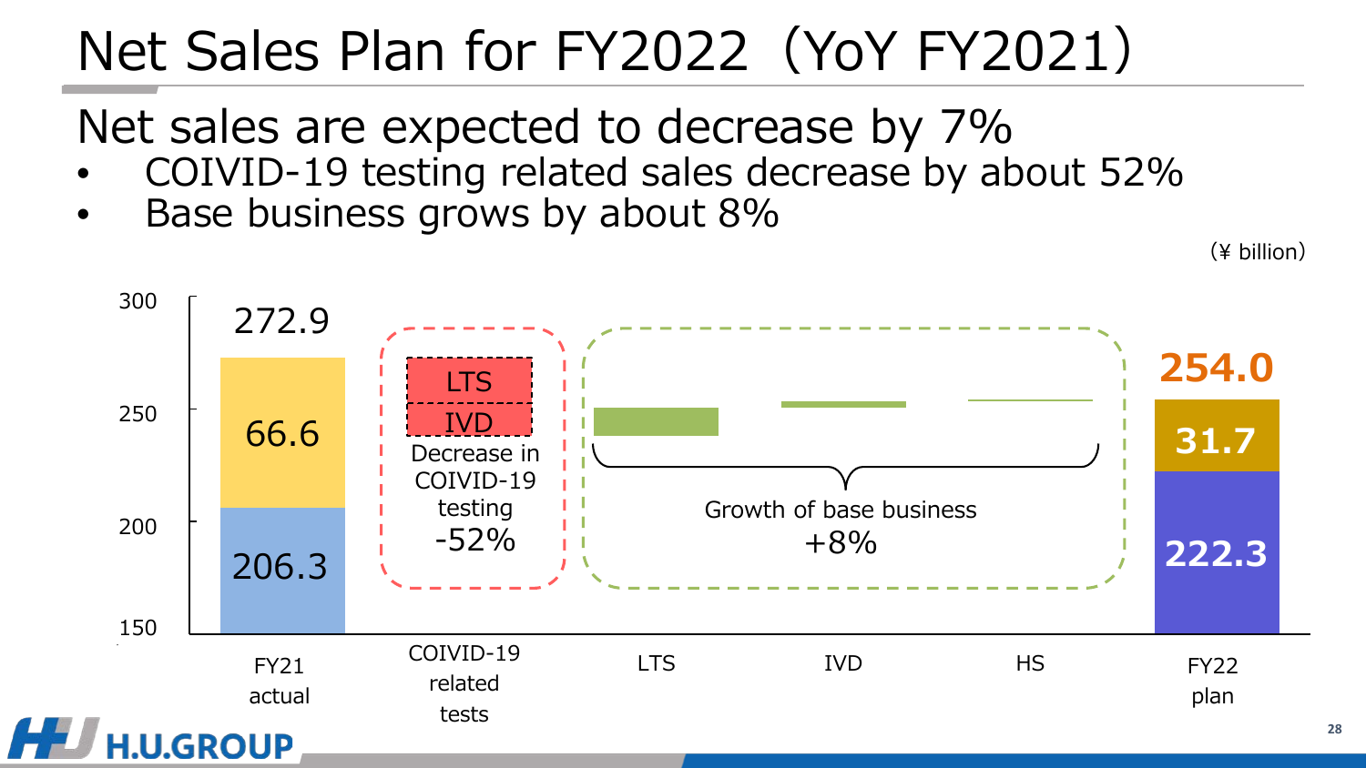# Net Sales Plan for FY2022（YoY FY2021）

## Net sales are expected to decrease by 7%

- COIVID-19 testing related sales decrease by about 52%
- Base business grows by about 8%

(¥ billion)

| | FY21 actual | COIVID-19 related tests | LTS | IVD | HS | FY22 plan |
|---|---|---|---|---|---|---|
| Total | 272.9 | | | | | 254.0 |
| Upper segment | 66.6 | | | | | 31.7 |
| Lower segment | 206.3 | | | | | 222.3 |

COIVID-19 related tests: LTS, IVD — Decrease in COIVID-19 testing -52%

LTS, IVD, HS: Growth of base business +8%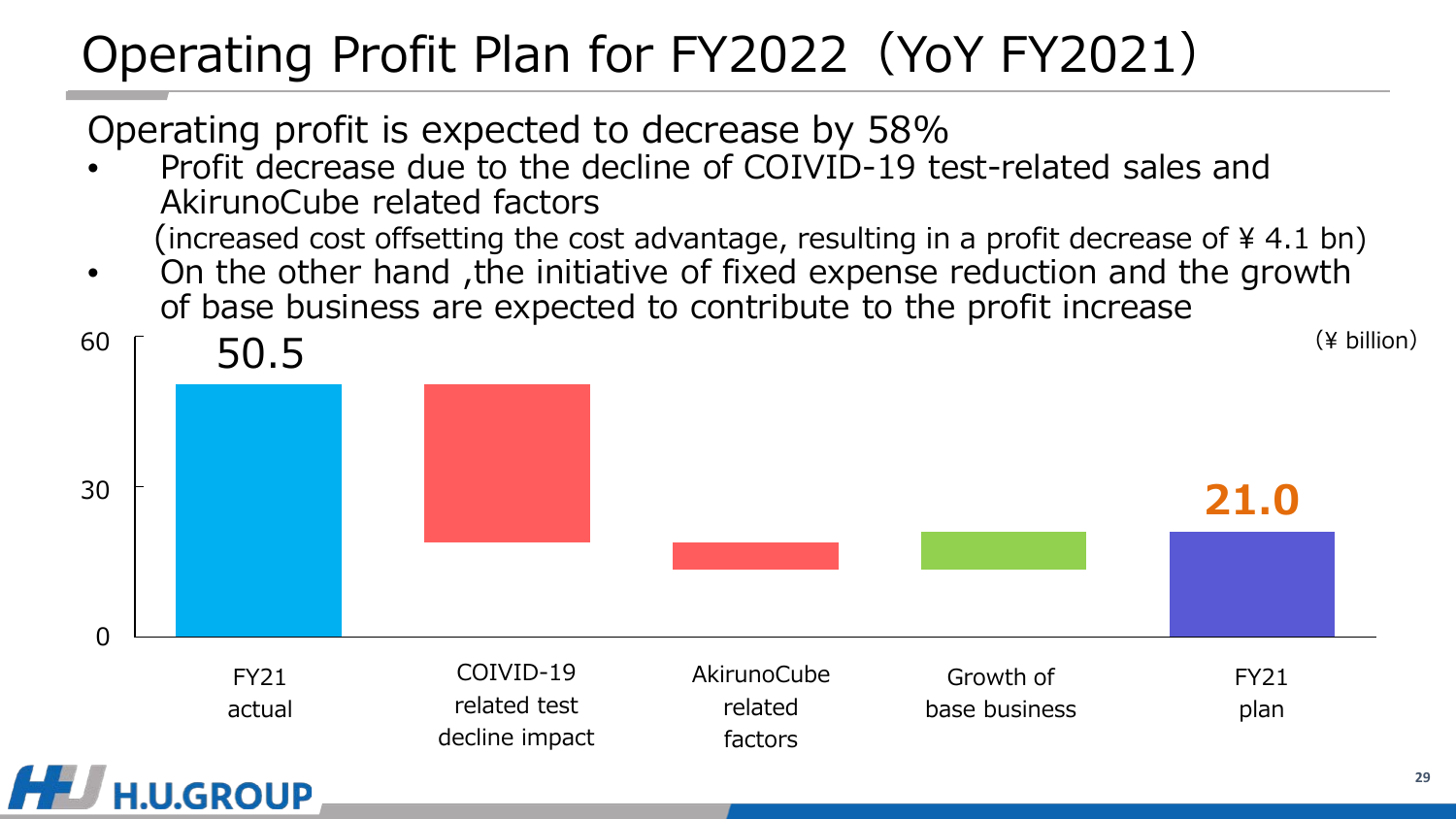# Operating Profit Plan for FY2022（YoY FY2021）

Operating profit is expected to decrease by 58%

- Profit decrease due to the decline of COIVID-19 test-related sales and AkirunoCube related factors
  (increased cost offsetting the cost advantage, resulting in a profit decrease of ¥ 4.1 bn)
- On the other hand ,the initiative of fixed expense reduction and the growth of base business are expected to contribute to the profit increase

(¥ billion)

| FY21 actual | COIVID-19 related test decline impact | AkirunoCube related factors | Growth of base business | FY21 plan |
|---|---|---|---|---|
| 50.5 | | | | 21.0 |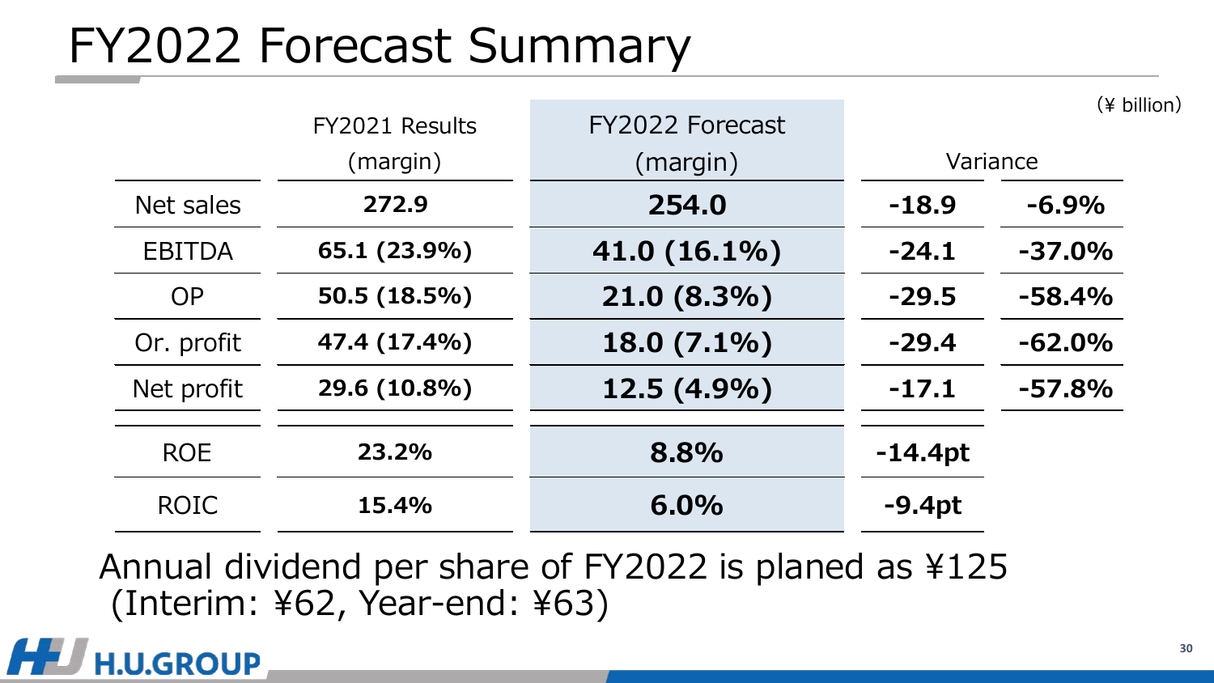# FY2022 Forecast Summary

(¥ billion)

| | FY2021 Results (margin) | FY2022 Forecast (margin) | Variance | |
|---|---|---|---|---|
| Net sales | **272.9** | **254.0** | **-18.9** | **-6.9%** |
| EBITDA | **65.1 (23.9%)** | **41.0 (16.1%)** | **-24.1** | **-37.0%** |
| OP | **50.5 (18.5%)** | **21.0 (8.3%)** | **-29.5** | **-58.4%** |
| Or. profit | **47.4 (17.4%)** | **18.0 (7.1%)** | **-29.4** | **-62.0%** |
| Net profit | **29.6 (10.8%)** | **12.5 (4.9%)** | **-17.1** | **-57.8%** |
| ROE | **23.2%** | **8.8%** | **-14.4pt** | |
| ROIC | **15.4%** | **6.0%** | **-9.4pt** | |

Annual dividend per share of FY2022 is planed as ¥125 (Interim: ¥62, Year-end: ¥63)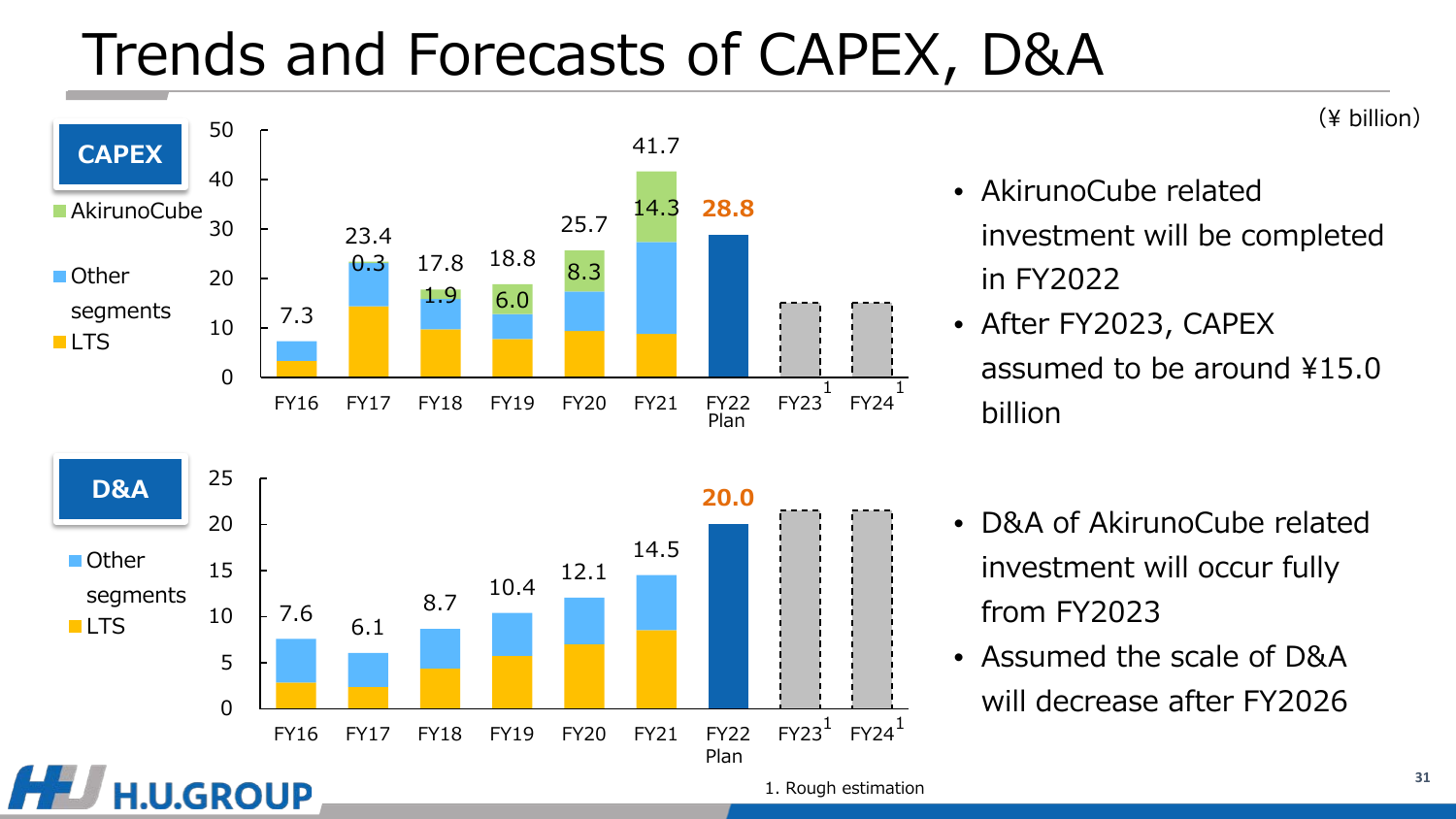# Trends and Forecasts of CAPEX, D&A

(¥ billion)

## CAPEX

Legend: AkirunoCube, Other segments, LTS

| | FY16 | FY17 | FY18 | FY19 | FY20 | FY21 | FY22 Plan | FY23[1] | FY24[1] |
|---|---|---|---|---|---|---|---|---|---|
| Total | 7.3 | 23.4 | 17.8 | 18.8 | 25.7 | 41.7 | 28.8 | | |
| AkirunoCube | | 0.3 | 1.9 | 6.0 | 8.3 | 14.3 | | | |

- AkirunoCube related investment will be completed in FY2022
- After FY2023, CAPEX assumed to be around ¥15.0 billion

## D&A

Legend: Other segments, LTS

| | FY16 | FY17 | FY18 | FY19 | FY20 | FY21 | FY22 Plan | FY23[1] | FY24[1] |
|---|---|---|---|---|---|---|---|---|---|
| Total | 7.6 | 6.1 | 8.7 | 10.4 | 12.1 | 14.5 | 20.0 | | |

- D&A of AkirunoCube related investment will occur fully from FY2023
- Assumed the scale of D&A will decrease after FY2026

1. Rough estimation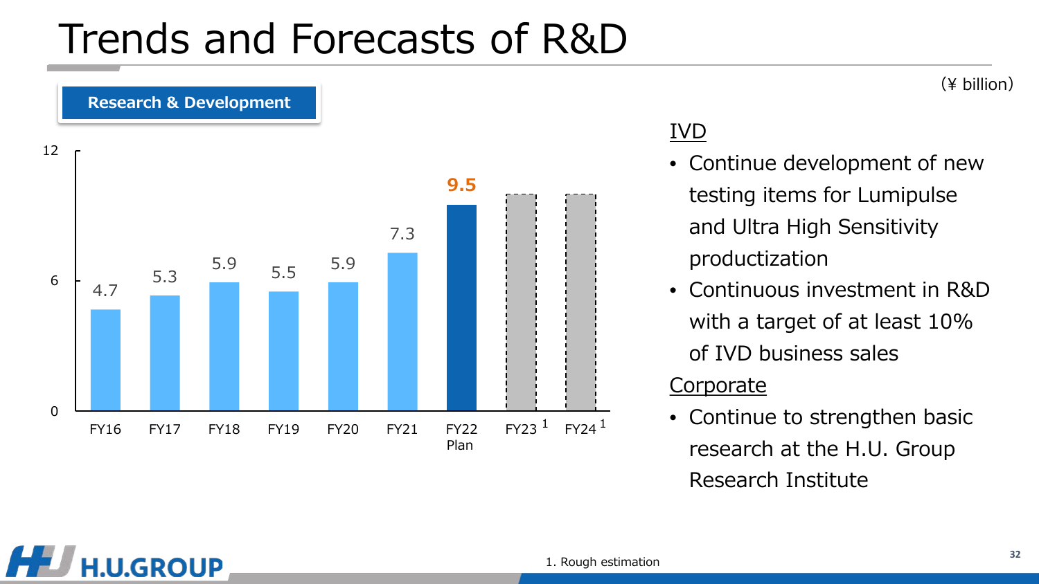# Trends and Forecasts of R&D

(¥ billion)

**Research & Development**

| FY16 | FY17 | FY18 | FY19 | FY20 | FY21 | FY22 Plan | FY23 [1] | FY24 [1] |
|---|---|---|---|---|---|---|---|---|
| 4.7 | 5.3 | 5.9 | 5.5 | 5.9 | 7.3 | 9.5 | | |

IVD

- Continue development of new testing items for Lumipulse and Ultra High Sensitivity productization
- Continuous investment in R&D with a target of at least 10% of IVD business sales

Corporate

- Continue to strengthen basic research at the H.U. Group Research Institute

1. Rough estimation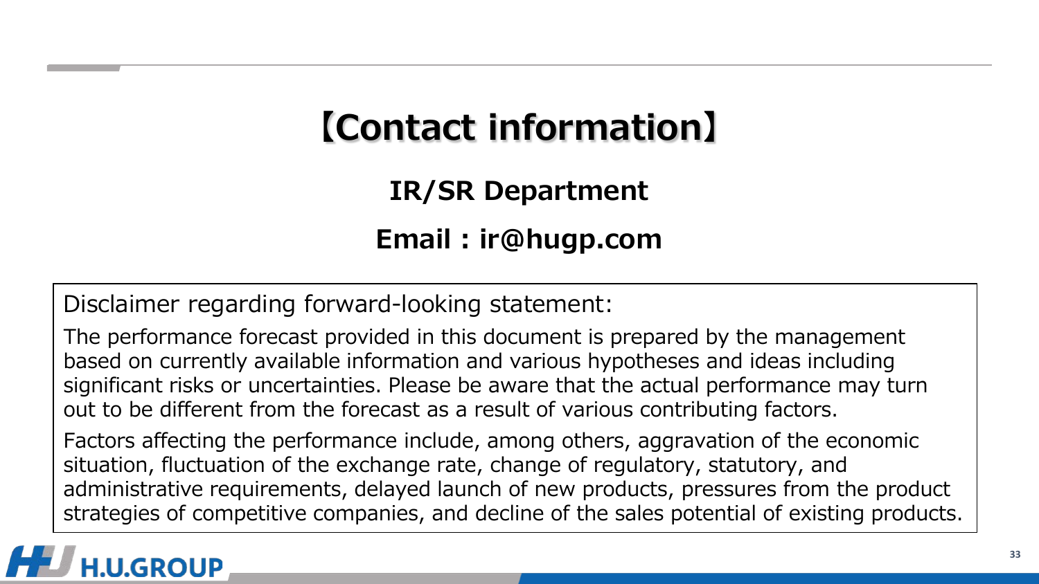# 【Contact information】

**IR/SR Department**

**Email : ir@hugp.com**

Disclaimer regarding forward-looking statement:

The performance forecast provided in this document is prepared by the management based on currently available information and various hypotheses and ideas including significant risks or uncertainties. Please be aware that the actual performance may turn out to be different from the forecast as a result of various contributing factors.

Factors affecting the performance include, among others, aggravation of the economic situation, fluctuation of the exchange rate, change of regulatory, statutory, and administrative requirements, delayed launch of new products, pressures from the product strategies of competitive companies, and decline of the sales potential of existing products.

H.U.GROUP